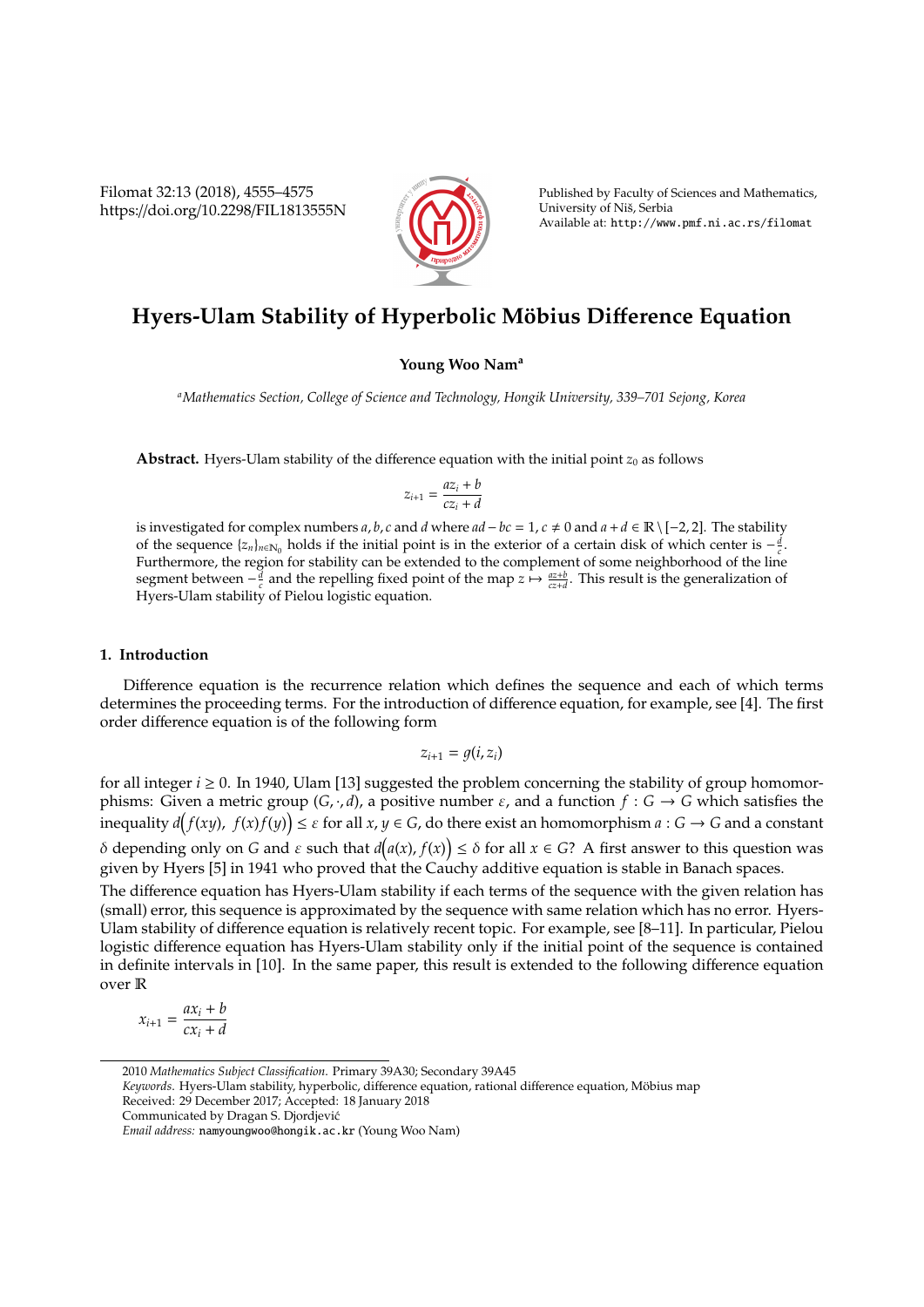# Hyers-Ulam Stability of Hyperbolic Möbius Difference Equation

**Young Woo Nam**[a]

[a] *Mathematics Section, College of Science and Technology, Hongik University, 339–701 Sejong, Korea*

**Abstract.** Hyers-Ulam stability of the difference equation with the initial point $z_0$ as follows

$$z_{i+1} = \frac{az_i + b}{cz_i + d}$$

is investigated for complex numbers $a, b, c$ and $d$ where $ad - bc = 1$, $c \neq 0$ and $a + d \in \mathbb{R} \setminus [-2, 2]$. The stability of the sequence $\{z_n\}_{n \in \mathbb{N}_0}$ holds if the initial point is in the exterior of a certain disk of which center is $-\frac{d}{c}$. Furthermore, the region for stability can be extended to the complement of some neighborhood of the line segment between $-\frac{d}{c}$ and the repelling fixed point of the map $z \mapsto \frac{az+b}{cz+d}$. This result is the generalization of Hyers-Ulam stability of Pielou logistic equation.

## 1. Introduction

Difference equation is the recurrence relation which defines the sequence and each of which terms determines the proceeding terms. For the introduction of difference equation, for example, see [4]. The first order difference equation is of the following form

$$z_{i+1} = g(i, z_i)$$

for all integer $i \geq 0$. In 1940, Ulam [13] suggested the problem concerning the stability of group homomorphisms: Given a metric group $(G, \cdot, d)$, a positive number $\varepsilon$, and a function $f : G \to G$ which satisfies the inequality $d\big(f(xy),\ f(x)f(y)\big) \leq \varepsilon$ for all $x, y \in G$, do there exist an homomorphism $a : G \to G$ and a constant $\delta$ depending only on $G$ and $\varepsilon$ such that $d\big(a(x), f(x)\big) \leq \delta$ for all $x \in G$? A first answer to this question was given by Hyers [5] in 1941 who proved that the Cauchy additive equation is stable in Banach spaces.

The difference equation has Hyers-Ulam stability if each terms of the sequence with the given relation has (small) error, this sequence is approximated by the sequence with same relation which has no error. Hyers-Ulam stability of difference equation is relatively recent topic. For example, see [8–11]. In particular, Pielou logistic difference equation has Hyers-Ulam stability only if the initial point of the sequence is contained in definite intervals in [10]. In the same paper, this result is extended to the following difference equation over $\mathbb{R}$

$$x_{i+1} = \frac{ax_i + b}{cx_i + d}$$

---

2010 *Mathematics Subject Classification.* Primary 39A30; Secondary 39A45

*Keywords.* Hyers-Ulam stability, hyperbolic, difference equation, rational difference equation, Möbius map

Received: 29 December 2017; Accepted: 18 January 2018

Communicated by Dragan S. Djordjević

*Email address:* namyoungwoo@hongik.ac.kr (Young Woo Nam)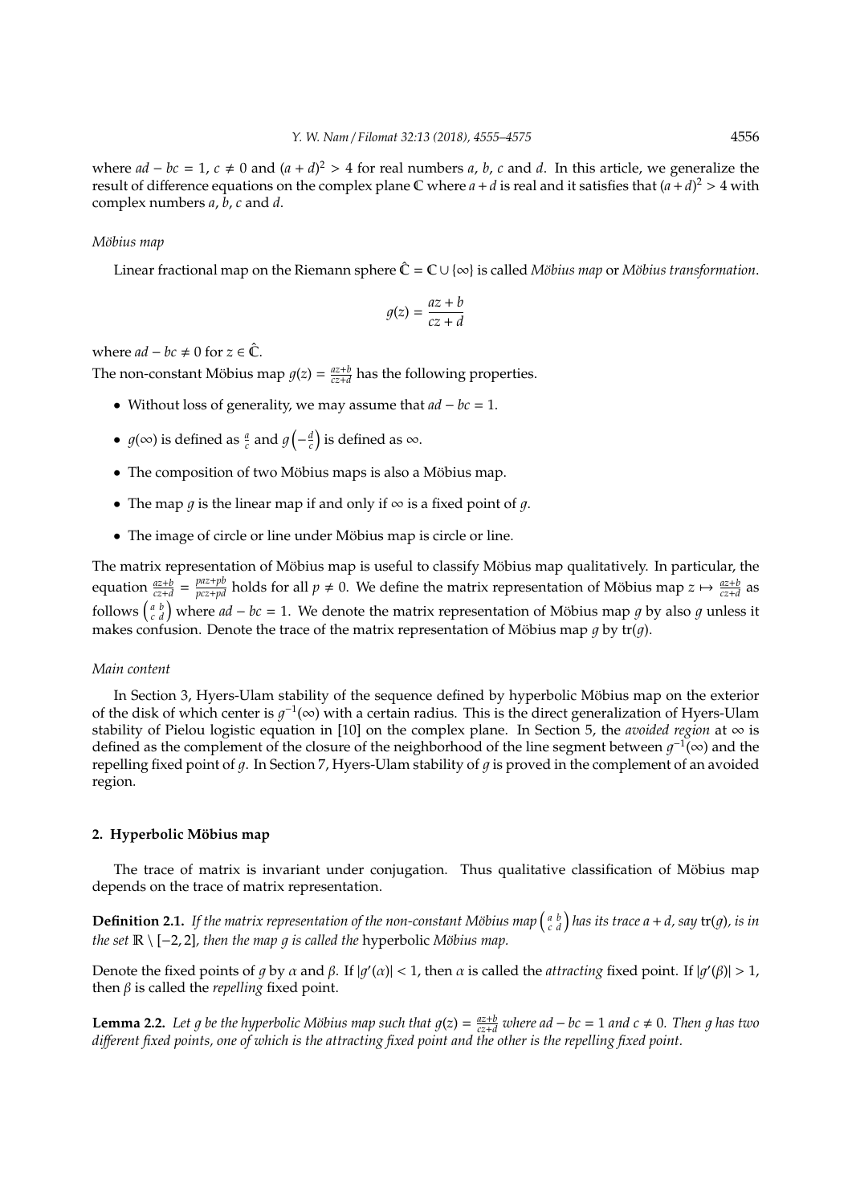where $ad - bc = 1$, $c \neq 0$ and $(a+d)^2 > 4$ for real numbers $a$, $b$, $c$ and $d$. In this article, we generalize the result of difference equations on the complex plane $\mathbb{C}$ where $a+d$ is real and it satisfies that $(a+d)^2 > 4$ with complex numbers $a$, $b$, $c$ and $d$.

*Möbius map*

Linear fractional map on the Riemann sphere $\hat{\mathbb{C}} = \mathbb{C} \cup \{\infty\}$ is called *Möbius map* or *Möbius transformation*.

$$g(z) = \frac{az+b}{cz+d}$$

where $ad - bc \neq 0$ for $z \in \hat{\mathbb{C}}$.

The non-constant Möbius map $g(z) = \frac{az+b}{cz+d}$ has the following properties.

- Without loss of generality, we may assume that $ad - bc = 1$.
- $g(\infty)$ is defined as $\frac{a}{c}$ and $g\left(-\frac{d}{c}\right)$ is defined as $\infty$.
- The composition of two Möbius maps is also a Möbius map.
- The map $g$ is the linear map if and only if $\infty$ is a fixed point of $g$.
- The image of circle or line under Möbius map is circle or line.

The matrix representation of Möbius map is useful to classify Möbius map qualitatively. In particular, the equation $\frac{az+b}{cz+d} = \frac{paz+pb}{pcz+pd}$ holds for all $p \neq 0$. We define the matrix representation of Möbius map $z \mapsto \frac{az+b}{cz+d}$ as follows $\begin{pmatrix} a & b \\ c & d \end{pmatrix}$ where $ad - bc = 1$. We denote the matrix representation of Möbius map $g$ by also $g$ unless it makes confusion. Denote the trace of the matrix representation of Möbius map $g$ by $\mathrm{tr}(g)$.

*Main content*

In Section 3, Hyers-Ulam stability of the sequence defined by hyperbolic Möbius map on the exterior of the disk of which center is $g^{-1}(\infty)$ with a certain radius. This is the direct generalization of Hyers-Ulam stability of Pielou logistic equation in [10] on the complex plane. In Section 5, the *avoided region* at $\infty$ is defined as the complement of the neighborhood of the closure of the line segment between $g^{-1}(\infty)$ and the repelling fixed point of $g$. In Section 7, Hyers-Ulam stability of $g$ is proved in the complement of an avoided region.

## 2. Hyperbolic Möbius map

The trace of matrix is invariant under conjugation. Thus qualitative classification of Möbius map depends on the trace of matrix representation.

**Definition 2.1.** *If the matrix representation of the non-constant Möbius map $\begin{pmatrix} a & b \\ c & d \end{pmatrix}$ has its trace $a+d$, say $\mathrm{tr}(g)$, is in the set $\mathbb{R} \setminus [-2, 2]$, then the map $g$ is called the* hyperbolic *Möbius map.*

Denote the fixed points of $g$ by $\alpha$ and $\beta$. If $|g'(\alpha)| < 1$, then $\alpha$ is called the *attracting* fixed point. If $|g'(\beta)| > 1$, then $\beta$ is called the *repelling* fixed point.

**Lemma 2.2.** *Let $g$ be the hyperbolic Möbius map such that $g(z) = \frac{az+b}{cz+d}$ where $ad - bc = 1$ and $c \neq 0$. Then $g$ has two different fixed points, one of which is the attracting fixed point and the other is the repelling fixed point.*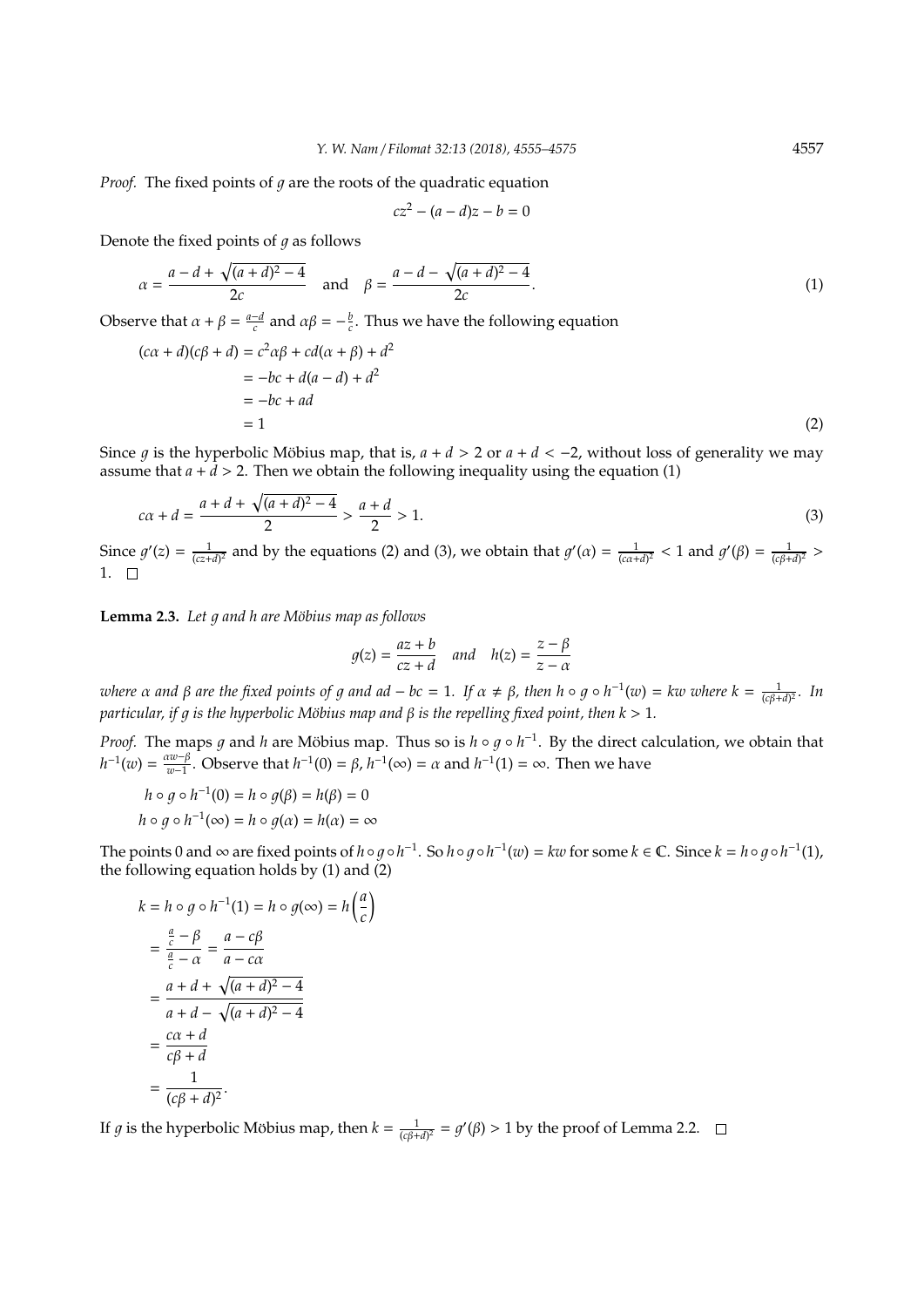*Proof.* The fixed points of $g$ are the roots of the quadratic equation

$$cz^2 - (a-d)z - b = 0$$

Denote the fixed points of $g$ as follows

$$\alpha = \frac{a-d+\sqrt{(a+d)^2-4}}{2c} \quad \text{and} \quad \beta = \frac{a-d-\sqrt{(a+d)^2-4}}{2c}. \tag{1}$$

Observe that $\alpha + \beta = \frac{a-d}{c}$ and $\alpha\beta = -\frac{b}{c}$. Thus we have the following equation

$$\begin{aligned}(c\alpha + d)(c\beta + d) &= c^2\alpha\beta + cd(\alpha+\beta) + d^2 \\ &= -bc + d(a-d) + d^2 \\ &= -bc + ad \\ &= 1 \end{aligned} \tag{2}$$

Since $g$ is the hyperbolic Möbius map, that is, $a + d > 2$ or $a + d < -2$, without loss of generality we may assume that $a + d > 2$. Then we obtain the following inequality using the equation (1)

$$c\alpha + d = \frac{a+d+\sqrt{(a+d)^2-4}}{2} > \frac{a+d}{2} > 1. \tag{3}$$

Since $g'(z) = \frac{1}{(cz+d)^2}$ and by the equations (2) and (3), we obtain that $g'(\alpha) = \frac{1}{(c\alpha+d)^2} < 1$ and $g'(\beta) = \frac{1}{(c\beta+d)^2} > 1$. $\square$

**Lemma 2.3.** *Let $g$ and $h$ are Möbius map as follows*

$$g(z) = \frac{az+b}{cz+d} \quad \textit{and} \quad h(z) = \frac{z-\beta}{z-\alpha}$$

*where $\alpha$ and $\beta$ are the fixed points of $g$ and $ad - bc = 1$. If $\alpha \neq \beta$, then $h \circ g \circ h^{-1}(w) = kw$ where $k = \frac{1}{(c\beta+d)^2}$. In particular, if $g$ is the hyperbolic Möbius map and $\beta$ is the repelling fixed point, then $k > 1$.*

*Proof.* The maps $g$ and $h$ are Möbius map. Thus so is $h \circ g \circ h^{-1}$. By the direct calculation, we obtain that $h^{-1}(w) = \frac{\alpha w - \beta}{w-1}$. Observe that $h^{-1}(0) = \beta$, $h^{-1}(\infty) = \alpha$ and $h^{-1}(1) = \infty$. Then we have

$$\begin{aligned} h \circ g \circ h^{-1}(0) &= h \circ g(\beta) = h(\beta) = 0 \\ h \circ g \circ h^{-1}(\infty) &= h \circ g(\alpha) = h(\alpha) = \infty \end{aligned}$$

The points 0 and $\infty$ are fixed points of $h \circ g \circ h^{-1}$. So $h \circ g \circ h^{-1}(w) = kw$ for some $k \in \mathbb{C}$. Since $k = h \circ g \circ h^{-1}(1)$, the following equation holds by (1) and (2)

$$\begin{aligned} k &= h \circ g \circ h^{-1}(1) = h \circ g(\infty) = h\left(\frac{a}{c}\right) \\ &= \frac{\frac{a}{c} - \beta}{\frac{a}{c} - \alpha} = \frac{a - c\beta}{a - c\alpha} \\ &= \frac{a+d+\sqrt{(a+d)^2-4}}{a+d-\sqrt{(a+d)^2-4}} \\ &= \frac{c\alpha + d}{c\beta + d} \\ &= \frac{1}{(c\beta+d)^2}. \end{aligned}$$

If $g$ is the hyperbolic Möbius map, then $k = \frac{1}{(c\beta+d)^2} = g'(\beta) > 1$ by the proof of Lemma 2.2. $\square$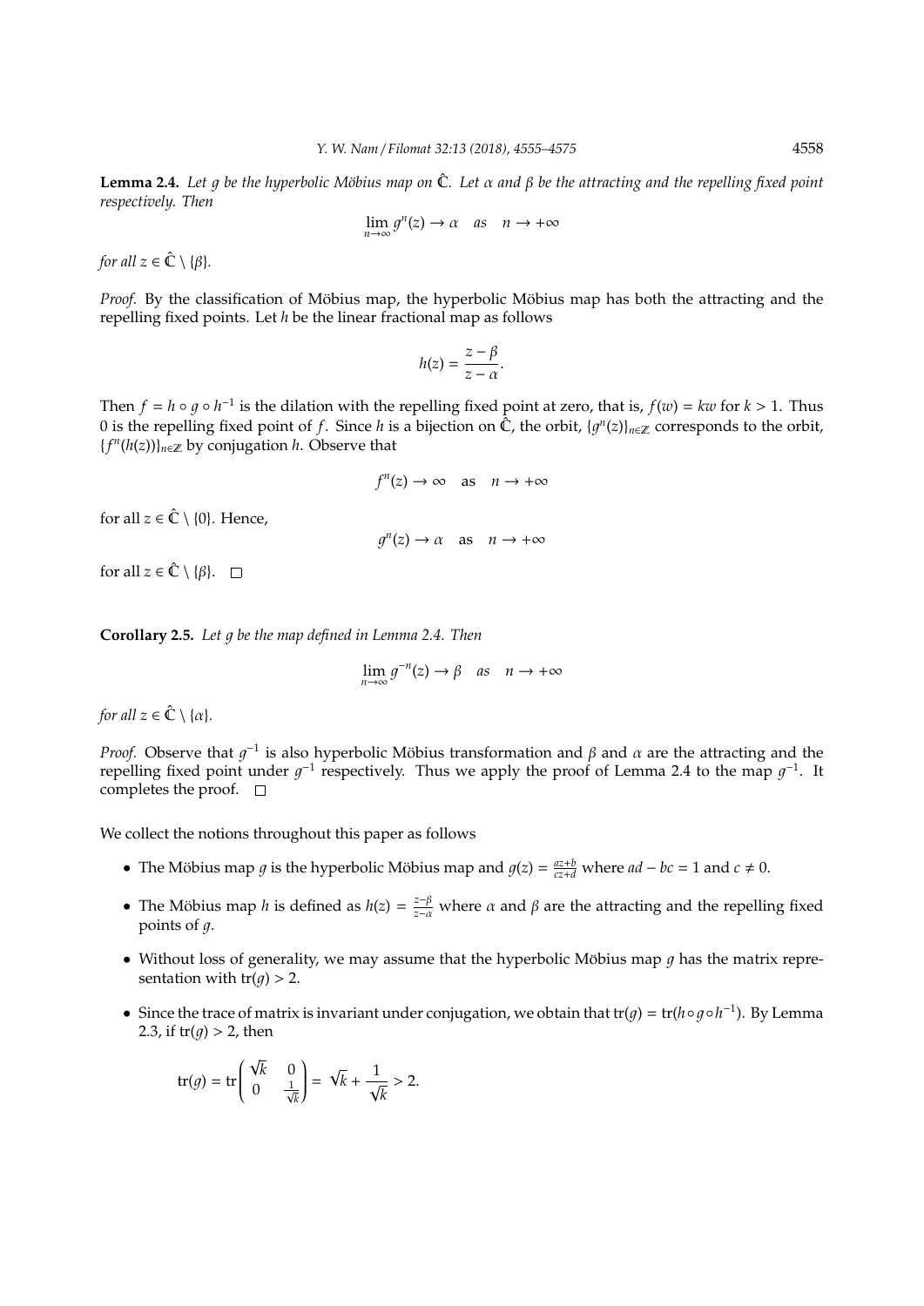**Lemma 2.4.** *Let $g$ be the hyperbolic Möbius map on $\hat{\mathbb{C}}$. Let $\alpha$ and $\beta$ be the attracting and the repelling fixed point respectively. Then*

$$\lim_{n\to\infty} g^n(z) \to \alpha \quad as \quad n \to +\infty$$

*for all $z \in \hat{\mathbb{C}} \setminus \{\beta\}$.*

*Proof.* By the classification of Möbius map, the hyperbolic Möbius map has both the attracting and the repelling fixed points. Let $h$ be the linear fractional map as follows

$$h(z) = \frac{z - \beta}{z - \alpha}.$$

Then $f = h \circ g \circ h^{-1}$ is the dilation with the repelling fixed point at zero, that is, $f(w) = kw$ for $k > 1$. Thus 0 is the repelling fixed point of $f$. Since $h$ is a bijection on $\hat{\mathbb{C}}$, the orbit, $\{g^n(z)\}_{n\in\mathbb{Z}}$ corresponds to the orbit, $\{f^n(h(z))\}_{n\in\mathbb{Z}}$ by conjugation $h$. Observe that

$$f^n(z) \to \infty \quad \text{as} \quad n \to +\infty$$

for all $z \in \hat{\mathbb{C}} \setminus \{0\}$. Hence,

$$g^n(z) \to \alpha \quad \text{as} \quad n \to +\infty$$

for all $z \in \hat{\mathbb{C}} \setminus \{\beta\}$. □

**Corollary 2.5.** *Let $g$ be the map defined in Lemma 2.4. Then*

$$\lim_{n\to\infty} g^{-n}(z) \to \beta \quad as \quad n \to +\infty$$

*for all $z \in \hat{\mathbb{C}} \setminus \{\alpha\}$.*

*Proof.* Observe that $g^{-1}$ is also hyperbolic Möbius transformation and $\beta$ and $\alpha$ are the attracting and the repelling fixed point under $g^{-1}$ respectively. Thus we apply the proof of Lemma 2.4 to the map $g^{-1}$. It completes the proof. □

We collect the notions throughout this paper as follows

- The Möbius map $g$ is the hyperbolic Möbius map and $g(z) = \frac{az+b}{cz+d}$ where $ad - bc = 1$ and $c \neq 0$.
- The Möbius map $h$ is defined as $h(z) = \frac{z-\beta}{z-\alpha}$ where $\alpha$ and $\beta$ are the attracting and the repelling fixed points of $g$.
- Without loss of generality, we may assume that the hyperbolic Möbius map $g$ has the matrix representation with $\text{tr}(g) > 2$.
- Since the trace of matrix is invariant under conjugation, we obtain that $\text{tr}(g) = \text{tr}(h \circ g \circ h^{-1})$. By Lemma 2.3, if $\text{tr}(g) > 2$, then

$$\text{tr}(g) = \text{tr}\begin{pmatrix} \sqrt{k} & 0 \\ 0 & \frac{1}{\sqrt{k}} \end{pmatrix} = \sqrt{k} + \frac{1}{\sqrt{k}} > 2.$$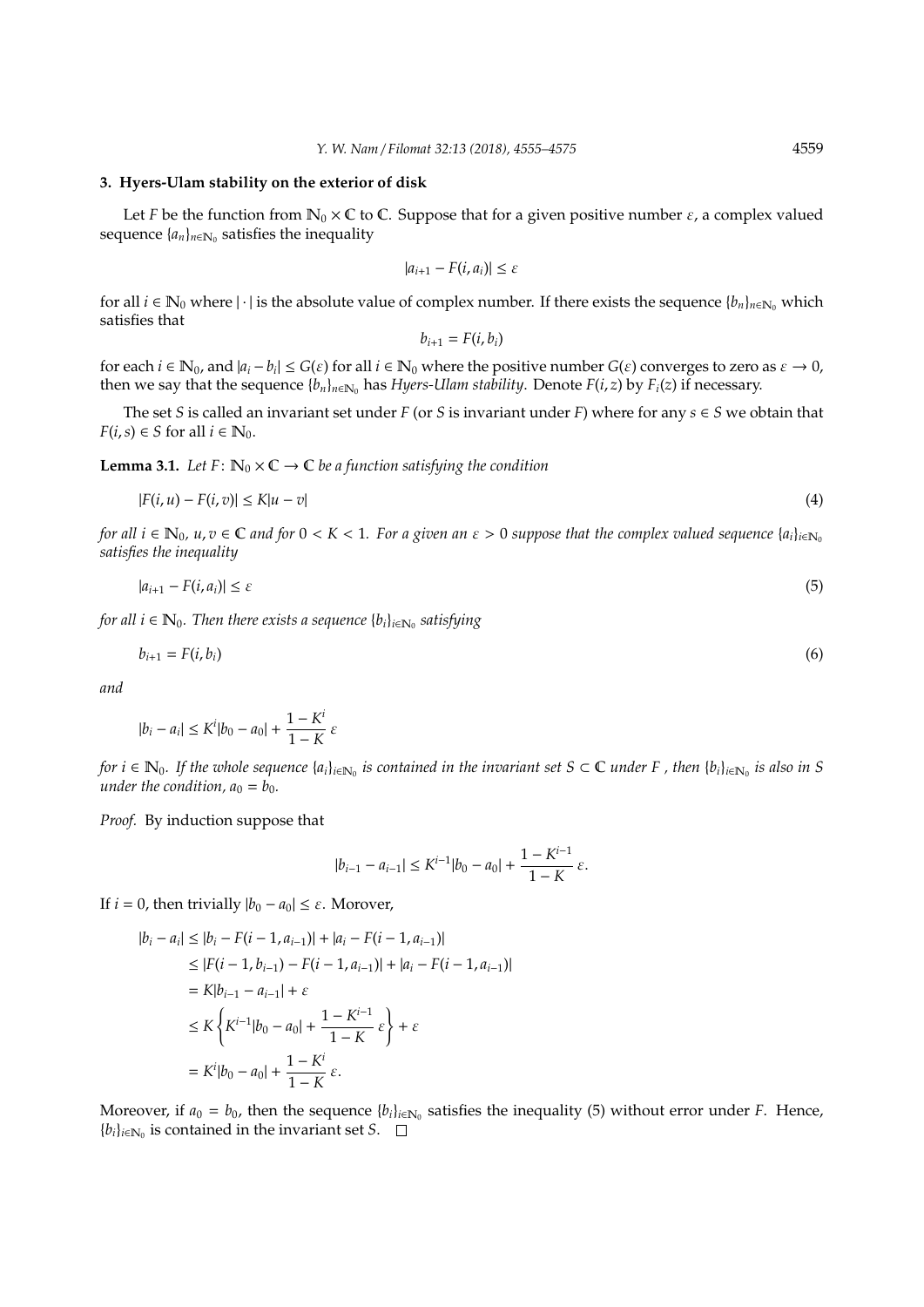## 3. Hyers-Ulam stability on the exterior of disk

Let $F$ be the function from $\mathbb{N}_0 \times \mathbb{C}$ to $\mathbb{C}$. Suppose that for a given positive number $\varepsilon$, a complex valued sequence $\{a_n\}_{n \in \mathbb{N}_0}$ satisfies the inequality

$$|a_{i+1} - F(i, a_i)| \leq \varepsilon$$

for all $i \in \mathbb{N}_0$ where $|\cdot|$ is the absolute value of complex number. If there exists the sequence $\{b_n\}_{n \in \mathbb{N}_0}$ which satisfies that

$$b_{i+1} = F(i, b_i)$$

for each $i \in \mathbb{N}_0$, and $|a_i - b_i| \leq G(\varepsilon)$ for all $i \in \mathbb{N}_0$ where the positive number $G(\varepsilon)$ converges to zero as $\varepsilon \to 0$, then we say that the sequence $\{b_n\}_{n \in \mathbb{N}_0}$ has *Hyers-Ulam stability*. Denote $F(i, z)$ by $F_i(z)$ if necessary.

The set $S$ is called an invariant set under $F$ (or $S$ is invariant under $F$) where for any $s \in S$ we obtain that $F(i, s) \in S$ for all $i \in \mathbb{N}_0$.

**Lemma 3.1.** *Let $F\colon \mathbb{N}_0 \times \mathbb{C} \to \mathbb{C}$ be a function satisfying the condition*

$$|F(i, u) - F(i, v)| \leq K|u - v| \tag{4}$$

*for all $i \in \mathbb{N}_0$, $u, v \in \mathbb{C}$ and for $0 < K < 1$. For a given an $\varepsilon > 0$ suppose that the complex valued sequence $\{a_i\}_{i \in \mathbb{N}_0}$ satisfies the inequality*

$$|a_{i+1} - F(i, a_i)| \leq \varepsilon \tag{5}$$

*for all $i \in \mathbb{N}_0$. Then there exists a sequence $\{b_i\}_{i \in \mathbb{N}_0}$ satisfying*

$$b_{i+1} = F(i, b_i) \tag{6}$$

*and*

$$|b_i - a_i| \leq K^i |b_0 - a_0| + \frac{1 - K^i}{1 - K}\, \varepsilon$$

*for $i \in \mathbb{N}_0$. If the whole sequence $\{a_i\}_{i \in \mathbb{N}_0}$ is contained in the invariant set $S \subset \mathbb{C}$ under $F$ , then $\{b_i\}_{i \in \mathbb{N}_0}$ is also in $S$ under the condition, $a_0 = b_0$.*

*Proof.* By induction suppose that

$$|b_{i-1} - a_{i-1}| \leq K^{i-1} |b_0 - a_0| + \frac{1 - K^{i-1}}{1 - K}\, \varepsilon.$$

If $i = 0$, then trivially $|b_0 - a_0| \leq \varepsilon$. Morover,

$$\begin{aligned}
|b_i - a_i| &\leq |b_i - F(i-1, a_{i-1})| + |a_i - F(i-1, a_{i-1})| \\
&\leq |F(i-1, b_{i-1}) - F(i-1, a_{i-1})| + |a_i - F(i-1, a_{i-1})| \\
&= K|b_{i-1} - a_{i-1}| + \varepsilon \\
&\leq K \left\{ K^{i-1} |b_0 - a_0| + \frac{1 - K^{i-1}}{1 - K}\, \varepsilon \right\} + \varepsilon \\
&= K^i |b_0 - a_0| + \frac{1 - K^i}{1 - K}\, \varepsilon.
\end{aligned}$$

Moreover, if $a_0 = b_0$, then the sequence $\{b_i\}_{i \in \mathbb{N}_0}$ satisfies the inequality (5) without error under $F$. Hence, $\{b_i\}_{i \in \mathbb{N}_0}$ is contained in the invariant set $S$. $\square$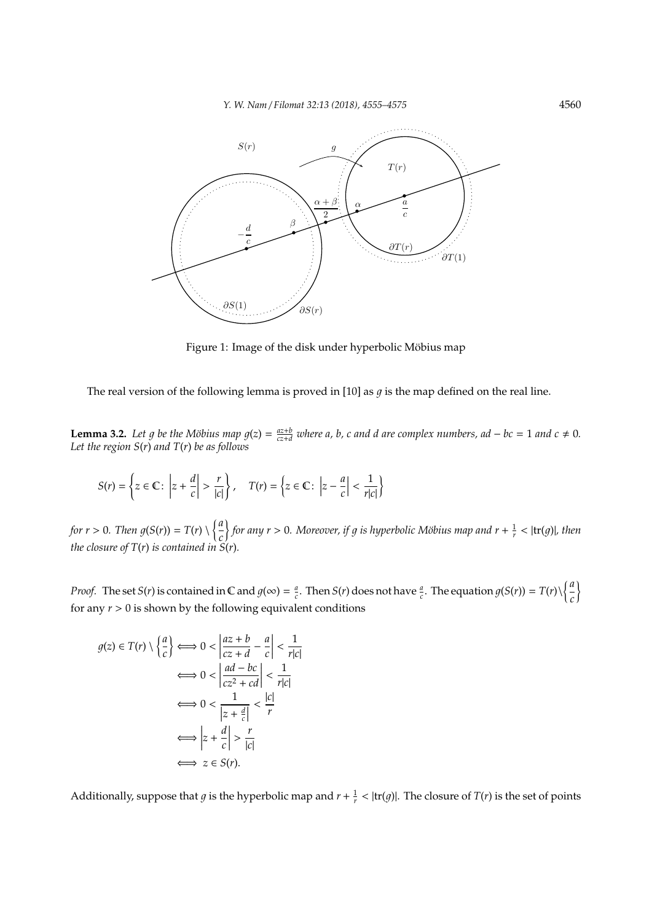Figure 1: Image of the disk under hyperbolic Möbius map

The real version of the following lemma is proved in [10] as $g$ is the map defined on the real line.

**Lemma 3.2.** *Let $g$ be the Möbius map $g(z) = \frac{az+b}{cz+d}$ where $a$, $b$, $c$ and $d$ are complex numbers, $ad - bc = 1$ and $c \neq 0$. Let the region $S(r)$ and $T(r)$ be as follows*

$$S(r) = \left\{ z \in \mathbb{C} \colon \left| z + \frac{d}{c} \right| > \frac{r}{|c|} \right\}, \quad T(r) = \left\{ z \in \mathbb{C} \colon \left| z - \frac{a}{c} \right| < \frac{1}{r|c|} \right\}$$

*for $r > 0$. Then $g(S(r)) = T(r) \setminus \left\{ \frac{a}{c} \right\}$ for any $r > 0$. Moreover, if $g$ is hyperbolic Möbius map and $r + \frac{1}{r} < |\mathrm{tr}(g)|$, then the closure of $T(r)$ is contained in $S(r)$.*

*Proof.* The set $S(r)$ is contained in $\mathbb{C}$ and $g(\infty) = \frac{a}{c}$. Then $S(r)$ does not have $\frac{a}{c}$. The equation $g(S(r)) = T(r) \setminus \left\{ \frac{a}{c} \right\}$ for any $r > 0$ is shown by the following equivalent conditions

$$\begin{aligned}
g(z) \in T(r) \setminus \left\{ \frac{a}{c} \right\} &\Longleftrightarrow 0 < \left| \frac{az+b}{cz+d} - \frac{a}{c} \right| < \frac{1}{r|c|} \\
&\Longleftrightarrow 0 < \left| \frac{ad-bc}{cz^2+cd} \right| < \frac{1}{r|c|} \\
&\Longleftrightarrow 0 < \frac{1}{\left| z + \frac{d}{c} \right|} < \frac{|c|}{r} \\
&\Longleftrightarrow \left| z + \frac{d}{c} \right| > \frac{r}{|c|} \\
&\Longleftrightarrow z \in S(r).
\end{aligned}$$

Additionally, suppose that $g$ is the hyperbolic map and $r + \frac{1}{r} < |\mathrm{tr}(g)|$. The closure of $T(r)$ is the set of points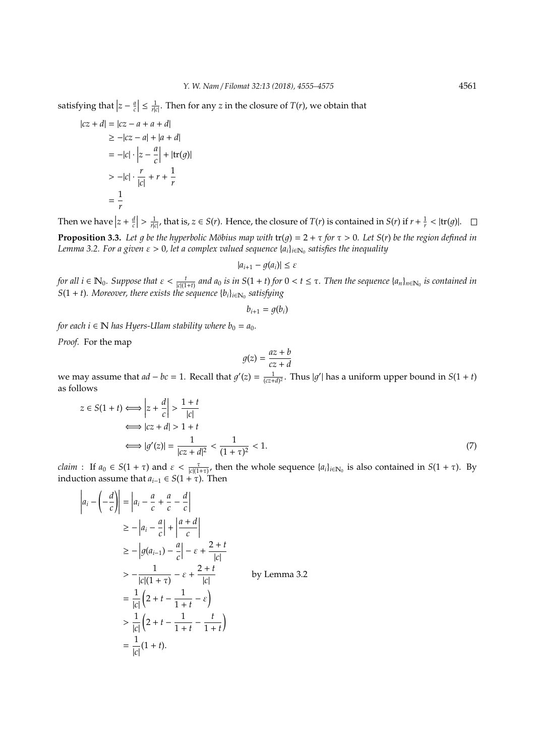satisfying that $\left|z - \frac{a}{c}\right| \leq \frac{1}{r|c|}$. Then for any $z$ in the closure of $T(r)$, we obtain that

$$
\begin{aligned}
|cz + d| &= |cz - a + a + d| \\
&\geq -|cz - a| + |a + d| \\
&= -|c| \cdot \left|z - \frac{a}{c}\right| + |\mathrm{tr}(g)| \\
&> -|c| \cdot \frac{r}{|c|} + r + \frac{1}{r} \\
&= \frac{1}{r}
\end{aligned}
$$

Then we have $\left|z + \frac{d}{c}\right| > \frac{1}{r|c|}$, that is, $z \in S(r)$. Hence, the closure of $T(r)$ is contained in $S(r)$ if $r + \frac{1}{r} < |\mathrm{tr}(g)|$. $\square$

**Proposition 3.3.** *Let $g$ be the hyperbolic Möbius map with $\mathrm{tr}(g) = 2 + \tau$ for $\tau > 0$. Let $S(r)$ be the region defined in Lemma 3.2. For a given $\varepsilon > 0$, let a complex valued sequence $\{a_i\}_{i \in \mathbb{N}_0}$ satisfies the inequality*

$$|a_{i+1} - g(a_i)| \leq \varepsilon$$

*for all $i \in \mathbb{N}_0$. Suppose that $\varepsilon < \frac{t}{|c|(1+t)}$ and $a_0$ is in $S(1 + t)$ for $0 < t \leq \tau$. Then the sequence $\{a_n\}_{n \in \mathbb{N}_0}$ is contained in $S(1 + t)$. Moreover, there exists the sequence $\{b_i\}_{i \in \mathbb{N}_0}$ satisfying*

$$b_{i+1} = g(b_i)$$

*for each $i \in \mathbb{N}$ has Hyers-Ulam stability where $b_0 = a_0$.*

*Proof.* For the map

$$g(z) = \frac{az + b}{cz + d}$$

we may assume that $ad - bc = 1$. Recall that $g'(z) = \frac{1}{(cz+d)^2}$. Thus $|g'|$ has a uniform upper bound in $S(1 + t)$ as follows

$$
\begin{aligned}
z \in S(1+t) &\Longleftrightarrow \left|z + \frac{d}{c}\right| > \frac{1+t}{|c|} \\
&\Longleftrightarrow |cz + d| > 1 + t \\
&\Longleftrightarrow |g'(z)| = \frac{1}{|cz + d|^2} < \frac{1}{(1+\tau)^2} < 1. \qquad (7)
\end{aligned}
$$

*claim* : If $a_0 \in S(1 + \tau)$ and $\varepsilon < \frac{\tau}{|c|(1+\tau)}$, then the whole sequence $\{a_i\}_{i \in \mathbb{N}_0}$ is also contained in $S(1 + \tau)$. By induction assume that $a_{i-1} \in S(1 + \tau)$. Then

$$
\begin{aligned}
\left|a_i - \left(-\frac{d}{c}\right)\right| &= \left|a_i - \frac{a}{c} + \frac{a}{c} - \frac{d}{c}\right| \\
&\geq -\left|a_i - \frac{a}{c}\right| + \left|\frac{a+d}{c}\right| \\
&\geq -\left|g(a_{i-1}) - \frac{a}{c}\right| - \varepsilon + \frac{2+t}{|c|} \\
&> -\frac{1}{|c|(1+\tau)} - \varepsilon + \frac{2+t}{|c|} \qquad \text{by Lemma 3.2} \\
&= \frac{1}{|c|}\left(2 + t - \frac{1}{1+t} - \varepsilon\right) \\
&> \frac{1}{|c|}\left(2 + t - \frac{1}{1+t} - \frac{t}{1+t}\right) \\
&= \frac{1}{|c|}(1 + t).
\end{aligned}
$$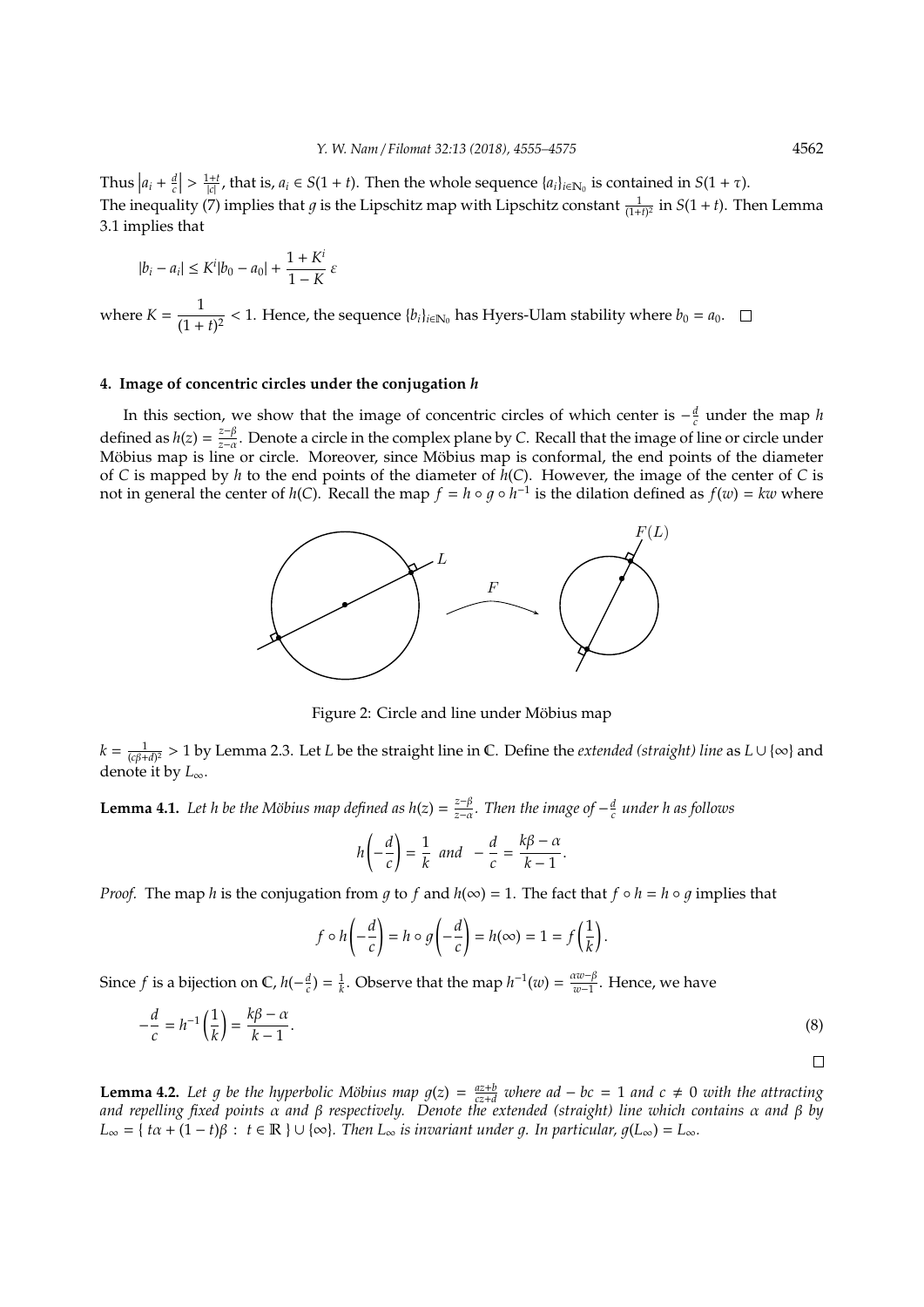Thus $\left|a_i + \frac{d}{c}\right| > \frac{1+t}{|c|}$, that is, $a_i \in S(1+t)$. Then the whole sequence $\{a_i\}_{i\in\mathbb{N}_0}$ is contained in $S(1+\tau)$.
The inequality (7) implies that $g$ is the Lipschitz map with Lipschitz constant $\frac{1}{(1+t)^2}$ in $S(1+t)$. Then Lemma 3.1 implies that

$$|b_i - a_i| \leq K^i |b_0 - a_0| + \frac{1+K^i}{1-K}\,\varepsilon$$

where $K = \dfrac{1}{(1+t)^2} < 1$. Hence, the sequence $\{b_i\}_{i\in\mathbb{N}_0}$ has Hyers-Ulam stability where $b_0 = a_0$. □

## 4. Image of concentric circles under the conjugation $h$

In this section, we show that the image of concentric circles of which center is $-\frac{d}{c}$ under the map $h$ defined as $h(z) = \frac{z-\beta}{z-\alpha}$. Denote a circle in the complex plane by $C$. Recall that the image of line or circle under Möbius map is line or circle. Moreover, since Möbius map is conformal, the end points of the diameter of $C$ is mapped by $h$ to the end points of the diameter of $h(C)$. However, the image of the center of $C$ is not in general the center of $h(C)$. Recall the map $f = h \circ g \circ h^{-1}$ is the dilation defined as $f(w) = kw$ where

Figure 2: Circle and line under Möbius map

$k = \frac{1}{(c\beta+d)^2} > 1$ by Lemma 2.3. Let $L$ be the straight line in $\mathbb{C}$. Define the *extended (straight) line* as $L \cup \{\infty\}$ and denote it by $L_\infty$.

**Lemma 4.1.** *Let $h$ be the Möbius map defined as $h(z) = \frac{z-\beta}{z-\alpha}$. Then the image of $-\frac{d}{c}$ under $h$ as follows*

$$h\left(-\frac{d}{c}\right) = \frac{1}{k} \ \ \text{and} \ \ -\frac{d}{c} = \frac{k\beta - \alpha}{k-1}.$$

*Proof.* The map $h$ is the conjugation from $g$ to $f$ and $h(\infty) = 1$. The fact that $f \circ h = h \circ g$ implies that

$$f \circ h\left(-\frac{d}{c}\right) = h \circ g\left(-\frac{d}{c}\right) = h(\infty) = 1 = f\left(\frac{1}{k}\right).$$

Since $f$ is a bijection on $\mathbb{C}$, $h(-\frac{d}{c}) = \frac{1}{k}$. Observe that the map $h^{-1}(w) = \frac{\alpha w - \beta}{w-1}$. Hence, we have

$$-\frac{d}{c} = h^{-1}\left(\frac{1}{k}\right) = \frac{k\beta - \alpha}{k-1}. \tag{8}$$

□

**Lemma 4.2.** *Let $g$ be the hyperbolic Möbius map $g(z) = \frac{az+b}{cz+d}$ where $ad - bc = 1$ and $c \neq 0$ with the attracting and repelling fixed points $\alpha$ and $\beta$ respectively. Denote the extended (straight) line which contains $\alpha$ and $\beta$ by $L_\infty = \{\, t\alpha + (1-t)\beta \,:\, t \in \mathbb{R}\,\} \cup \{\infty\}$. Then $L_\infty$ is invariant under $g$. In particular, $g(L_\infty) = L_\infty$.*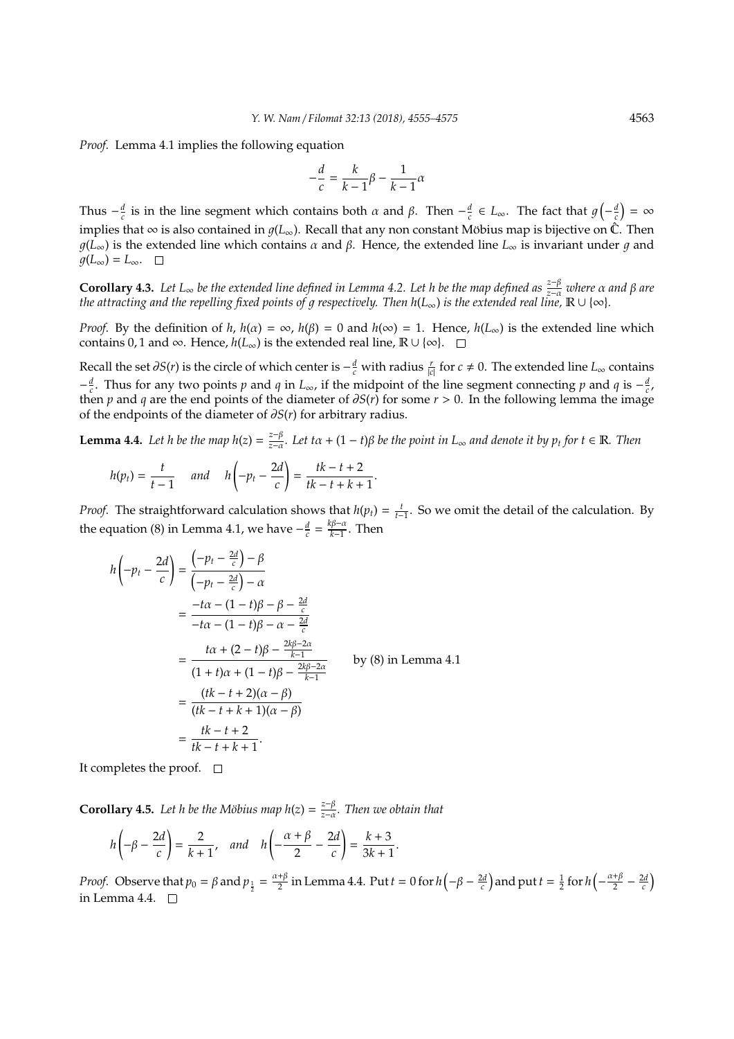*Proof.* Lemma 4.1 implies the following equation

$$-\frac{d}{c} = \frac{k}{k-1}\beta - \frac{1}{k-1}\alpha$$

Thus $-\frac{d}{c}$ is in the line segment which contains both $\alpha$ and $\beta$. Then $-\frac{d}{c} \in L_\infty$. The fact that $g\left(-\frac{d}{c}\right) = \infty$ implies that $\infty$ is also contained in $g(L_\infty)$. Recall that any non constant Möbius map is bijective on $\hat{\mathbb{C}}$. Then $g(L_\infty)$ is the extended line which contains $\alpha$ and $\beta$. Hence, the extended line $L_\infty$ is invariant under $g$ and $g(L_\infty) = L_\infty$. $\square$

**Corollary 4.3.** *Let $L_\infty$ be the extended line defined in Lemma 4.2. Let $h$ be the map defined as $\frac{z-\beta}{z-\alpha}$ where $\alpha$ and $\beta$ are the attracting and the repelling fixed points of $g$ respectively. Then $h(L_\infty)$ is the extended real line, $\mathbb{R} \cup \{\infty\}$.*

*Proof.* By the definition of $h$, $h(\alpha) = \infty$, $h(\beta) = 0$ and $h(\infty) = 1$. Hence, $h(L_\infty)$ is the extended line which contains $0, 1$ and $\infty$. Hence, $h(L_\infty)$ is the extended real line, $\mathbb{R} \cup \{\infty\}$. $\square$

Recall the set $\partial S(r)$ is the circle of which center is $-\frac{d}{c}$ with radius $\frac{r}{|c|}$ for $c \neq 0$. The extended line $L_\infty$ contains $-\frac{d}{c}$. Thus for any two points $p$ and $q$ in $L_\infty$, if the midpoint of the line segment connecting $p$ and $q$ is $-\frac{d}{c}$, then $p$ and $q$ are the end points of the diameter of $\partial S(r)$ for some $r > 0$. In the following lemma the image of the endpoints of the diameter of $\partial S(r)$ for arbitrary radius.

**Lemma 4.4.** *Let $h$ be the map $h(z) = \frac{z-\beta}{z-\alpha}$. Let $t\alpha + (1-t)\beta$ be the point in $L_\infty$ and denote it by $p_t$ for $t \in \mathbb{R}$. Then*

$$h(p_t) = \frac{t}{t-1} \quad \text{and} \quad h\left(-p_t - \frac{2d}{c}\right) = \frac{tk - t + 2}{tk - t + k + 1}.$$

*Proof.* The straightforward calculation shows that $h(p_t) = \frac{t}{t-1}$. So we omit the detail of the calculation. By the equation (8) in Lemma 4.1, we have $-\frac{d}{c} = \frac{k\beta - \alpha}{k-1}$. Then

$$\begin{aligned}
h\left(-p_t - \frac{2d}{c}\right) &= \frac{\left(-p_t - \frac{2d}{c}\right) - \beta}{\left(-p_t - \frac{2d}{c}\right) - \alpha} \\
&= \frac{-t\alpha - (1-t)\beta - \beta - \frac{2d}{c}}{-t\alpha - (1-t)\beta - \alpha - \frac{2d}{c}} \\
&= \frac{t\alpha + (2-t)\beta - \frac{2k\beta - 2\alpha}{k-1}}{(1+t)\alpha + (1-t)\beta - \frac{2k\beta - 2\alpha}{k-1}} \qquad \text{by (8) in Lemma 4.1} \\
&= \frac{(tk - t + 2)(\alpha - \beta)}{(tk - t + k + 1)(\alpha - \beta)} \\
&= \frac{tk - t + 2}{tk - t + k + 1}.
\end{aligned}$$

It completes the proof. $\square$

**Corollary 4.5.** *Let $h$ be the Möbius map $h(z) = \frac{z-\beta}{z-\alpha}$. Then we obtain that*

$$h\left(-\beta - \frac{2d}{c}\right) = \frac{2}{k+1}, \quad \text{and} \quad h\left(-\frac{\alpha + \beta}{2} - \frac{2d}{c}\right) = \frac{k+3}{3k+1}.$$

*Proof.* Observe that $p_0 = \beta$ and $p_{\frac{1}{2}} = \frac{\alpha+\beta}{2}$ in Lemma 4.4. Put $t = 0$ for $h\left(-\beta - \frac{2d}{c}\right)$ and put $t = \frac{1}{2}$ for $h\left(-\frac{\alpha+\beta}{2} - \frac{2d}{c}\right)$ in Lemma 4.4. $\square$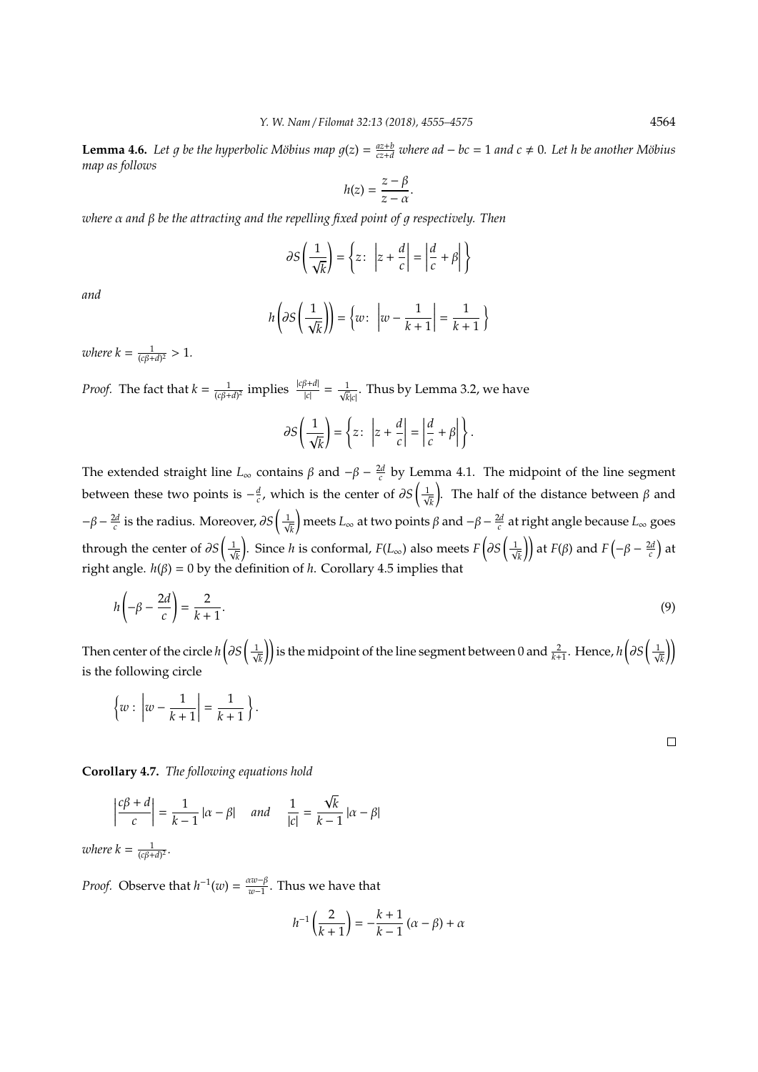**Lemma 4.6.** *Let $g$ be the hyperbolic Möbius map $g(z) = \frac{az+b}{cz+d}$ where $ad - bc = 1$ and $c \neq 0$. Let $h$ be another Möbius map as follows*

$$h(z) = \frac{z - \beta}{z - \alpha}.$$

*where $\alpha$ and $\beta$ be the attracting and the repelling fixed point of $g$ respectively. Then*

$$\partial S\left(\frac{1}{\sqrt{k}}\right) = \left\{ z\colon \ \left| z + \frac{d}{c} \right| = \left| \frac{d}{c} + \beta \right| \right\}$$

*and*

$$h\left(\partial S\left(\frac{1}{\sqrt{k}}\right)\right) = \left\{ w\colon \ \left| w - \frac{1}{k+1} \right| = \frac{1}{k+1} \right\}$$

*where $k = \frac{1}{(c\beta+d)^2} > 1$.*

*Proof.* The fact that $k = \frac{1}{(c\beta+d)^2}$ implies $\frac{|c\beta+d|}{|c|} = \frac{1}{\sqrt{k}|c|}$. Thus by Lemma 3.2, we have

$$\partial S\left(\frac{1}{\sqrt{k}}\right) = \left\{ z\colon \ \left| z + \frac{d}{c} \right| = \left| \frac{d}{c} + \beta \right| \right\}.$$

The extended straight line $L_\infty$ contains $\beta$ and $-\beta - \frac{2d}{c}$ by Lemma 4.1. The midpoint of the line segment between these two points is $-\frac{d}{c}$, which is the center of $\partial S\left(\frac{1}{\sqrt{k}}\right)$. The half of the distance between $\beta$ and $-\beta - \frac{2d}{c}$ is the radius. Moreover, $\partial S\left(\frac{1}{\sqrt{k}}\right)$ meets $L_\infty$ at two points $\beta$ and $-\beta - \frac{2d}{c}$ at right angle because $L_\infty$ goes through the center of $\partial S\left(\frac{1}{\sqrt{k}}\right)$. Since $h$ is conformal, $F(L_\infty)$ also meets $F\left(\partial S\left(\frac{1}{\sqrt{k}}\right)\right)$ at $F(\beta)$ and $F\left(-\beta - \frac{2d}{c}\right)$ at right angle. $h(\beta) = 0$ by the definition of $h$. Corollary 4.5 implies that

$$h\left(-\beta - \frac{2d}{c}\right) = \frac{2}{k+1}. \tag{9}$$

Then center of the circle $h\left(\partial S\left(\frac{1}{\sqrt{k}}\right)\right)$ is the midpoint of the line segment between 0 and $\frac{2}{k+1}$. Hence, $h\left(\partial S\left(\frac{1}{\sqrt{k}}\right)\right)$ is the following circle

$$\left\{ w : \left| w - \frac{1}{k+1} \right| = \frac{1}{k+1} \right\}.$$

□

**Corollary 4.7.** *The following equations hold*

$$\left| \frac{c\beta + d}{c} \right| = \frac{1}{k-1} |\alpha - \beta| \quad \text{and} \quad \frac{1}{|c|} = \frac{\sqrt{k}}{k-1} |\alpha - \beta|$$

*where $k = \frac{1}{(c\beta+d)^2}$.*

*Proof.* Observe that $h^{-1}(w) = \frac{\alpha w - \beta}{w - 1}$. Thus we have that

$$h^{-1}\left(\frac{2}{k+1}\right) = -\frac{k+1}{k-1}(\alpha - \beta) + \alpha$$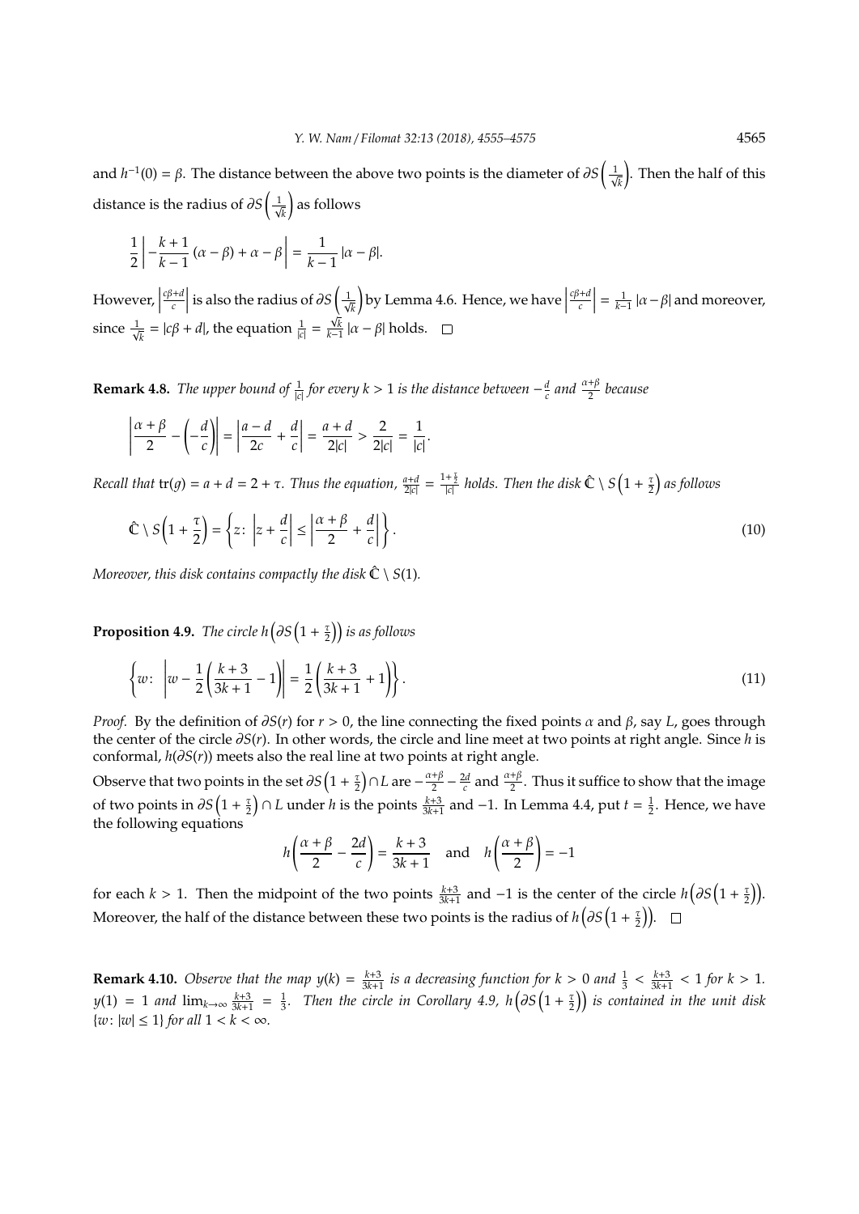and $h^{-1}(0) = \beta$. The distance between the above two points is the diameter of $\partial S\left(\frac{1}{\sqrt{k}}\right)$. Then the half of this distance is the radius of $\partial S\left(\frac{1}{\sqrt{k}}\right)$ as follows

$$\frac{1}{2}\left| -\frac{k+1}{k-1}(\alpha-\beta) + \alpha - \beta \right| = \frac{1}{k-1}|\alpha-\beta|.$$

However, $\left|\frac{c\beta+d}{c}\right|$ is also the radius of $\partial S\left(\frac{1}{\sqrt{k}}\right)$ by Lemma 4.6. Hence, we have $\left|\frac{c\beta+d}{c}\right| = \frac{1}{k-1}|\alpha-\beta|$ and moreover, since $\frac{1}{\sqrt{k}} = |c\beta+d|$, the equation $\frac{1}{|c|} = \frac{\sqrt{k}}{k-1}|\alpha-\beta|$ holds. □

**Remark 4.8.** *The upper bound of $\frac{1}{|c|}$ for every $k > 1$ is the distance between $-\frac{d}{c}$ and $\frac{\alpha+\beta}{2}$ because*

$$\left|\frac{\alpha+\beta}{2} - \left(-\frac{d}{c}\right)\right| = \left|\frac{a-d}{2c} + \frac{d}{c}\right| = \frac{a+d}{2|c|} > \frac{2}{2|c|} = \frac{1}{|c|}.$$

*Recall that $\mathrm{tr}(g) = a + d = 2 + \tau$. Thus the equation, $\frac{a+d}{2|c|} = \frac{1+\frac{\tau}{2}}{|c|}$ holds. Then the disk $\hat{\mathbb{C}} \setminus S\left(1+\frac{\tau}{2}\right)$ as follows*

$$\hat{\mathbb{C}} \setminus S\left(1+\frac{\tau}{2}\right) = \left\{ z\colon \left|z + \frac{d}{c}\right| \leq \left|\frac{\alpha+\beta}{2} + \frac{d}{c}\right| \right\}. \tag{10}$$

*Moreover, this disk contains compactly the disk $\hat{\mathbb{C}} \setminus S(1)$.*

**Proposition 4.9.** *The circle $h\left(\partial S\left(1+\frac{\tau}{2}\right)\right)$ is as follows*

$$\left\{ w\colon \left|w - \frac{1}{2}\left(\frac{k+3}{3k+1} - 1\right)\right| = \frac{1}{2}\left(\frac{k+3}{3k+1} + 1\right) \right\}. \tag{11}$$

*Proof.* By the definition of $\partial S(r)$ for $r > 0$, the line connecting the fixed points $\alpha$ and $\beta$, say $L$, goes through the center of the circle $\partial S(r)$. In other words, the circle and line meet at two points at right angle. Since $h$ is conformal, $h(\partial S(r))$ meets also the real line at two points at right angle.

Observe that two points in the set $\partial S\left(1+\frac{\tau}{2}\right) \cap L$ are $-\frac{\alpha+\beta}{2} - \frac{2d}{c}$ and $\frac{\alpha+\beta}{2}$. Thus it suffice to show that the image of two points in $\partial S\left(1+\frac{\tau}{2}\right) \cap L$ under $h$ is the points $\frac{k+3}{3k+1}$ and $-1$. In Lemma 4.4, put $t = \frac{1}{2}$. Hence, we have the following equations

$$h\left(\frac{\alpha+\beta}{2} - \frac{2d}{c}\right) = \frac{k+3}{3k+1} \quad \text{and} \quad h\left(\frac{\alpha+\beta}{2}\right) = -1$$

for each $k > 1$. Then the midpoint of the two points $\frac{k+3}{3k+1}$ and $-1$ is the center of the circle $h\left(\partial S\left(1+\frac{\tau}{2}\right)\right)$. Moreover, the half of the distance between these two points is the radius of $h\left(\partial S\left(1+\frac{\tau}{2}\right)\right)$. □

**Remark 4.10.** *Observe that the map $y(k) = \frac{k+3}{3k+1}$ is a decreasing function for $k > 0$ and $\frac{1}{3} < \frac{k+3}{3k+1} < 1$ for $k > 1$. $y(1) = 1$ and $\lim_{k\to\infty} \frac{k+3}{3k+1} = \frac{1}{3}$. Then the circle in Corollary 4.9, $h\left(\partial S\left(1+\frac{\tau}{2}\right)\right)$ is contained in the unit disk $\{w\colon |w| \leq 1\}$ for all $1 < k < \infty$.*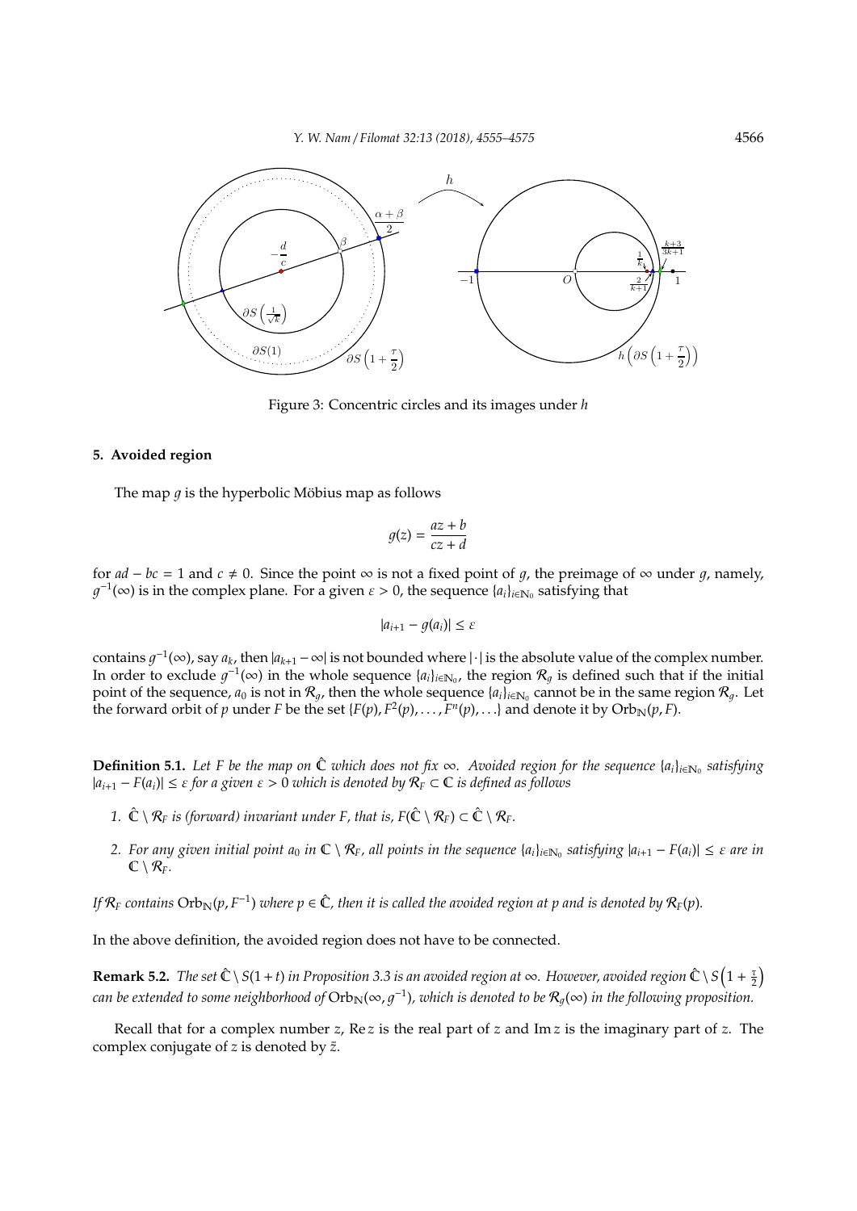Figure 3: Concentric circles and its images under $h$

## 5. Avoided region

The map $g$ is the hyperbolic Möbius map as follows

$$g(z) = \frac{az + b}{cz + d}$$

for $ad - bc = 1$ and $c \neq 0$. Since the point $\infty$ is not a fixed point of $g$, the preimage of $\infty$ under $g$, namely, $g^{-1}(\infty)$ is in the complex plane. For a given $\varepsilon > 0$, the sequence $\{a_i\}_{i \in \mathbb{N}_0}$ satisfying that

$$|a_{i+1} - g(a_i)| \leq \varepsilon$$

contains $g^{-1}(\infty)$, say $a_k$, then $|a_{k+1} - \infty|$ is not bounded where $|\cdot|$ is the absolute value of the complex number. In order to exclude $g^{-1}(\infty)$ in the whole sequence $\{a_i\}_{i \in \mathbb{N}_0}$, the region $\mathcal{R}_g$ is defined such that if the initial point of the sequence, $a_0$ is not in $\mathcal{R}_g$, then the whole sequence $\{a_i\}_{i \in \mathbb{N}_0}$ cannot be in the same region $\mathcal{R}_g$. Let the forward orbit of $p$ under $F$ be the set $\{F(p), F^2(p), \ldots, F^n(p), \ldots\}$ and denote it by $\mathrm{Orb}_{\mathbb{N}}(p, F)$.

**Definition 5.1.** *Let $F$ be the map on $\hat{\mathbb{C}}$ which does not fix $\infty$. Avoided region for the sequence $\{a_i\}_{i \in \mathbb{N}_0}$ satisfying $|a_{i+1} - F(a_i)| \leq \varepsilon$ for a given $\varepsilon > 0$ which is denoted by $\mathcal{R}_F \subset \mathbb{C}$ is defined as follows*

1. *$\hat{\mathbb{C}} \setminus \mathcal{R}_F$ is (forward) invariant under $F$, that is, $F(\hat{\mathbb{C}} \setminus \mathcal{R}_F) \subset \hat{\mathbb{C}} \setminus \mathcal{R}_F$.*
2. *For any given initial point $a_0$ in $\mathbb{C} \setminus \mathcal{R}_F$, all points in the sequence $\{a_i\}_{i \in \mathbb{N}_0}$ satisfying $|a_{i+1} - F(a_i)| \leq \varepsilon$ are in $\mathbb{C} \setminus \mathcal{R}_F$.*

*If $\mathcal{R}_F$ contains $\mathrm{Orb}_{\mathbb{N}}(p, F^{-1})$ where $p \in \hat{\mathbb{C}}$, then it is called the avoided region at $p$ and is denoted by $\mathcal{R}_F(p)$.*

In the above definition, the avoided region does not have to be connected.

**Remark 5.2.** *The set $\hat{\mathbb{C}} \setminus S(1 + t)$ in Proposition 3.3 is an avoided region at $\infty$. However, avoided region $\hat{\mathbb{C}} \setminus S\left(1 + \frac{\tau}{2}\right)$ can be extended to some neighborhood of $\mathrm{Orb}_{\mathbb{N}}(\infty, g^{-1})$, which is denoted to be $\mathcal{R}_g(\infty)$ in the following proposition.*

Recall that for a complex number $z$, $\mathrm{Re}\, z$ is the real part of $z$ and $\mathrm{Im}\, z$ is the imaginary part of $z$. The complex conjugate of $z$ is denoted by $\bar{z}$.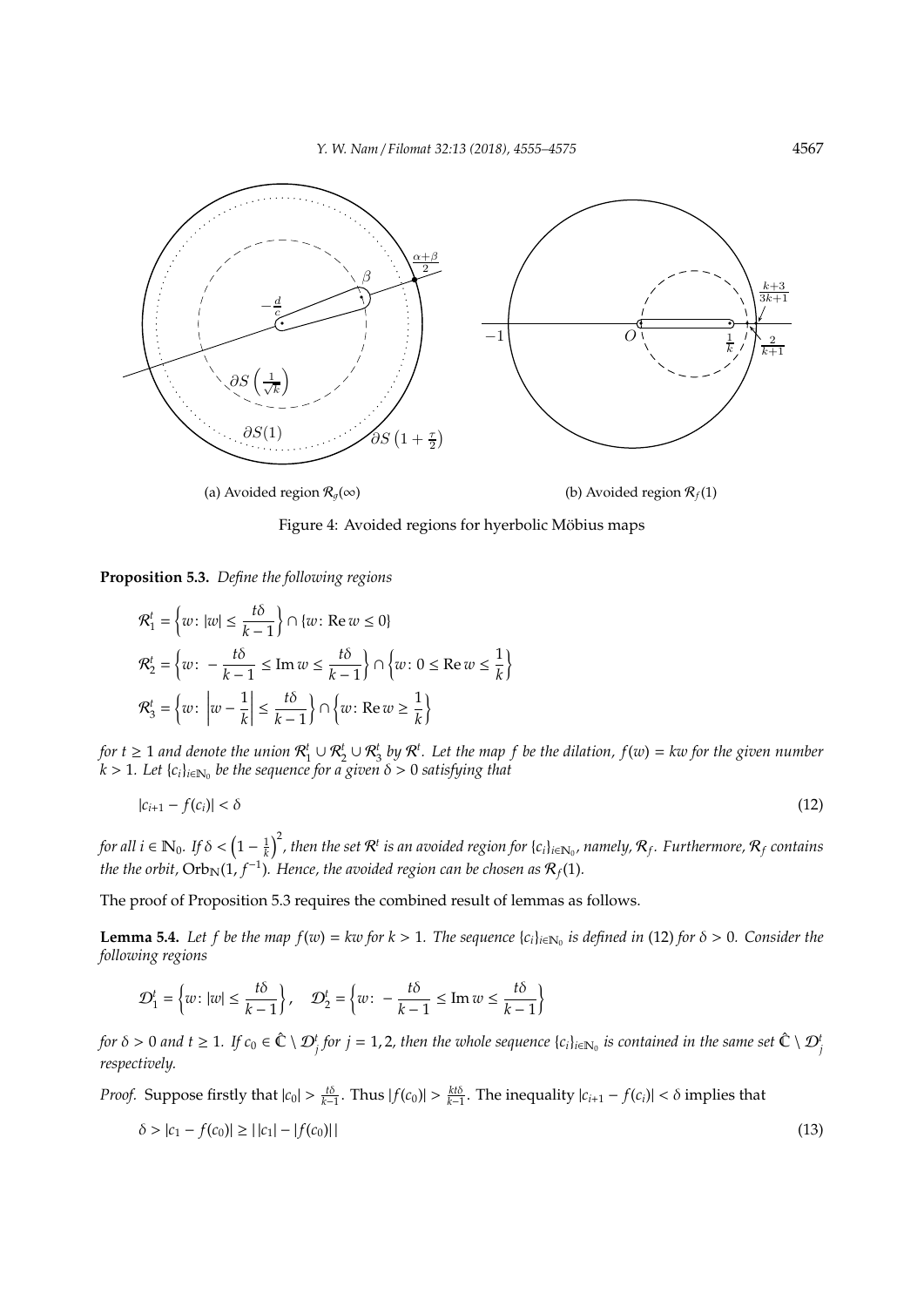(a) Avoided region $\mathcal{R}_g(\infty)$

(b) Avoided region $\mathcal{R}_f(1)$

Figure 4: Avoided regions for hyperbolic Möbius maps

**Proposition 5.3.** *Define the following regions*

$$\mathcal{R}_1^t = \left\{w\colon |w| \leq \frac{t\delta}{k-1}\right\} \cap \{w\colon \operatorname{Re} w \leq 0\}$$

$$\mathcal{R}_2^t = \left\{w\colon -\frac{t\delta}{k-1} \leq \operatorname{Im} w \leq \frac{t\delta}{k-1}\right\} \cap \left\{w\colon 0 \leq \operatorname{Re} w \leq \frac{1}{k}\right\}$$

$$\mathcal{R}_3^t = \left\{w\colon \left|w - \frac{1}{k}\right| \leq \frac{t\delta}{k-1}\right\} \cap \left\{w\colon \operatorname{Re} w \geq \frac{1}{k}\right\}$$

*for $t \geq 1$ and denote the union $\mathcal{R}_1^t \cup \mathcal{R}_2^t \cup \mathcal{R}_3^t$ by $\mathcal{R}^t$. Let the map $f$ be the dilation, $f(w) = kw$ for the given number $k > 1$. Let $\{c_i\}_{i \in \mathbb{N}_0}$ be the sequence for a given $\delta > 0$ satisfying that*

$$|c_{i+1} - f(c_i)| < \delta \tag{12}$$

*for all $i \in \mathbb{N}_0$. If $\delta < \left(1 - \frac{1}{k}\right)^2$, then the set $\mathcal{R}^t$ is an avoided region for $\{c_i\}_{i \in \mathbb{N}_0}$, namely, $\mathcal{R}_f$. Furthermore, $\mathcal{R}_f$ contains the the orbit, $\operatorname{Orb}_{\mathbb{N}}(1, f^{-1})$. Hence, the avoided region can be chosen as $\mathcal{R}_f(1)$.*

The proof of Proposition 5.3 requires the combined result of lemmas as follows.

**Lemma 5.4.** *Let $f$ be the map $f(w) = kw$ for $k > 1$. The sequence $\{c_i\}_{i \in \mathbb{N}_0}$ is defined in (12) for $\delta > 0$. Consider the following regions*

$$\mathcal{D}_1^t = \left\{w\colon |w| \leq \frac{t\delta}{k-1}\right\}, \quad \mathcal{D}_2^t = \left\{w\colon -\frac{t\delta}{k-1} \leq \operatorname{Im} w \leq \frac{t\delta}{k-1}\right\}$$

*for $\delta > 0$ and $t \geq 1$. If $c_0 \in \hat{\mathbb{C}} \setminus \mathcal{D}_j^t$ for $j = 1, 2$, then the whole sequence $\{c_i\}_{i \in \mathbb{N}_0}$ is contained in the same set $\hat{\mathbb{C}} \setminus \mathcal{D}_j^t$ respectively.*

*Proof.* Suppose firstly that $|c_0| > \frac{t\delta}{k-1}$. Thus $|f(c_0)| > \frac{kt\delta}{k-1}$. The inequality $|c_{i+1} - f(c_i)| < \delta$ implies that

$$\delta > |c_1 - f(c_0)| \geq \big|\,|c_1| - |f(c_0)|\,\big| \tag{13}$$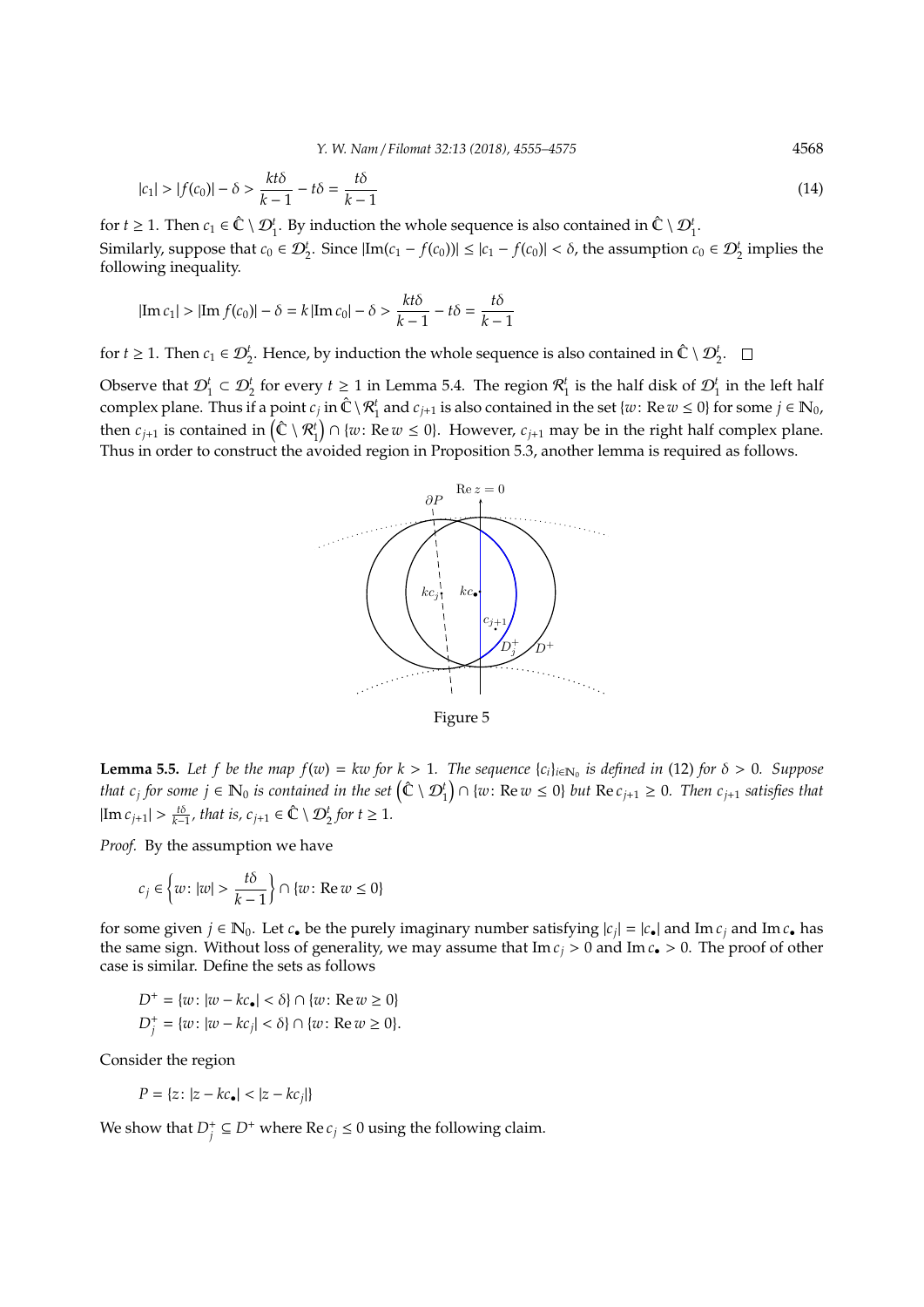$$|c_1| > |f(c_0)| - \delta > \frac{kt\delta}{k-1} - t\delta = \frac{t\delta}{k-1} \tag{14}$$

for $t \geq 1$. Then $c_1 \in \hat{\mathbb{C}} \setminus \mathcal{D}_1^t$. By induction the whole sequence is also contained in $\hat{\mathbb{C}} \setminus \mathcal{D}_1^t$.

Similarly, suppose that $c_0 \in \mathcal{D}_2^t$. Since $|\mathrm{Im}(c_1 - f(c_0))| \leq |c_1 - f(c_0)| < \delta$, the assumption $c_0 \in \mathcal{D}_2^t$ implies the following inequality.

$$|\mathrm{Im}\, c_1| > |\mathrm{Im}\, f(c_0)| - \delta = k\,|\mathrm{Im}\, c_0| - \delta > \frac{kt\delta}{k-1} - t\delta = \frac{t\delta}{k-1}$$

for $t \geq 1$. Then $c_1 \in \mathcal{D}_2^t$. Hence, by induction the whole sequence is also contained in $\hat{\mathbb{C}} \setminus \mathcal{D}_2^t$. $\square$

Observe that $\mathcal{D}_1^t \subset \mathcal{D}_2^t$ for every $t \geq 1$ in Lemma 5.4. The region $\mathcal{R}_1^t$ is the half disk of $\mathcal{D}_1^t$ in the left half complex plane. Thus if a point $c_j$ in $\hat{\mathbb{C}} \setminus \mathcal{R}_1^t$ and $c_{j+1}$ is also contained in the set $\{w \colon \mathrm{Re}\, w \leq 0\}$ for some $j \in \mathbb{N}_0$, then $c_{j+1}$ is contained in $\left(\hat{\mathbb{C}} \setminus \mathcal{R}_1^t\right) \cap \{w \colon \mathrm{Re}\, w \leq 0\}$. However, $c_{j+1}$ may be in the right half complex plane. Thus in order to construct the avoided region in Proposition 5.3, another lemma is required as follows.

Figure 5

**Lemma 5.5.** *Let $f$ be the map $f(w) = kw$ for $k > 1$. The sequence $\{c_i\}_{i \in \mathbb{N}_0}$ is defined in* (12) *for $\delta > 0$. Suppose that $c_j$ for some $j \in \mathbb{N}_0$ is contained in the set $\left(\hat{\mathbb{C}} \setminus \mathcal{D}_1^t\right) \cap \{w \colon \mathrm{Re}\, w \leq 0\}$ but $\mathrm{Re}\, c_{j+1} \geq 0$. Then $c_{j+1}$ satisfies that $|\mathrm{Im}\, c_{j+1}| > \frac{t\delta}{k-1}$, that is, $c_{j+1} \in \hat{\mathbb{C}} \setminus \mathcal{D}_2^t$ for $t \geq 1$.*

*Proof.* By the assumption we have

$$c_j \in \left\{w \colon |w| > \frac{t\delta}{k-1}\right\} \cap \{w \colon \mathrm{Re}\, w \leq 0\}$$

for some given $j \in \mathbb{N}_0$. Let $c_\bullet$ be the purely imaginary number satisfying $|c_j| = |c_\bullet|$ and $\mathrm{Im}\, c_j$ and $\mathrm{Im}\, c_\bullet$ has the same sign. Without loss of generality, we may assume that $\mathrm{Im}\, c_j > 0$ and $\mathrm{Im}\, c_\bullet > 0$. The proof of other case is similar. Define the sets as follows

$$D^+ = \{w \colon |w - kc_\bullet| < \delta\} \cap \{w \colon \mathrm{Re}\, w \geq 0\}$$
$$D_j^+ = \{w \colon |w - kc_j| < \delta\} \cap \{w \colon \mathrm{Re}\, w \geq 0\}.$$

Consider the region

$$P = \{z \colon |z - kc_\bullet| < |z - kc_j|\}$$

We show that $D_j^+ \subseteq D^+$ where $\mathrm{Re}\, c_j \leq 0$ using the following claim.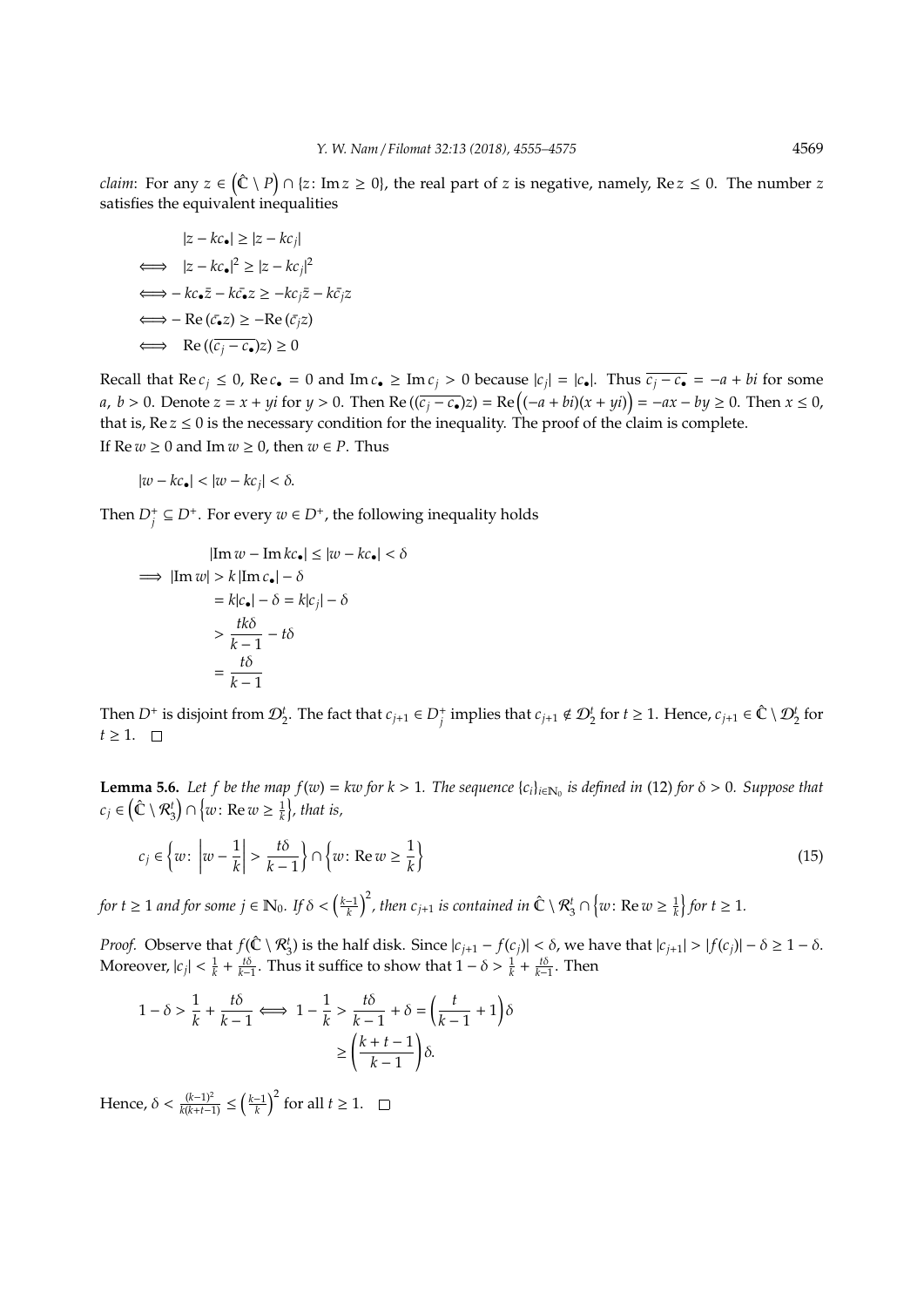*claim*: For any $z \in \left(\hat{\mathbb{C}} \setminus P\right) \cap \{z \colon \operatorname{Im} z \geq 0\}$, the real part of $z$ is negative, namely, $\operatorname{Re} z \leq 0$. The number $z$ satisfies the equivalent inequalities

$$
\begin{aligned}
& |z - kc_\bullet| \geq |z - kc_j| \\
\iff \quad & |z - kc_\bullet|^2 \geq |z - kc_j|^2 \\
\iff & - kc_\bullet \bar{z} - k\bar{c_\bullet} z \geq -kc_j\bar{z} - k\bar{c_j} z \\
\iff & - \operatorname{Re}(\bar{c_\bullet} z) \geq -\operatorname{Re}(\bar{c_j} z) \\
\iff \quad & \operatorname{Re}((\overline{c_j - c_\bullet}) z) \geq 0
\end{aligned}
$$

Recall that $\operatorname{Re} c_j \leq 0$, $\operatorname{Re} c_\bullet = 0$ and $\operatorname{Im} c_\bullet \geq \operatorname{Im} c_j > 0$ because $|c_j| = |c_\bullet|$. Thus $\overline{c_j - c_\bullet} = -a + bi$ for some $a$, $b > 0$. Denote $z = x + yi$ for $y > 0$. Then $\operatorname{Re}((\overline{c_j - c_\bullet})z) = \operatorname{Re}\left((-a + bi)(x + yi)\right) = -ax - by \geq 0$. Then $x \leq 0$, that is, $\operatorname{Re} z \leq 0$ is the necessary condition for the inequality. The proof of the claim is complete.

If $\operatorname{Re} w \geq 0$ and $\operatorname{Im} w \geq 0$, then $w \in P$. Thus

$$
|w - kc_\bullet| < |w - kc_j| < \delta.
$$

Then $D_j^+ \subseteq D^+$. For every $w \in D^+$, the following inequality holds

$$
\begin{aligned}
& |\operatorname{Im} w - \operatorname{Im} kc_\bullet| \leq |w - kc_\bullet| < \delta \\
\implies \quad & |\operatorname{Im} w| > k\,|\operatorname{Im} c_\bullet| - \delta \\
& \quad = k|c_\bullet| - \delta = k|c_j| - \delta \\
& \quad > \frac{tk\delta}{k-1} - t\delta \\
& \quad = \frac{t\delta}{k-1}
\end{aligned}
$$

Then $D^+$ is disjoint from $\mathcal{D}_2^t$. The fact that $c_{j+1} \in D_j^+$ implies that $c_{j+1} \notin \mathcal{D}_2^t$ for $t \geq 1$. Hence, $c_{j+1} \in \hat{\mathbb{C}} \setminus \mathcal{D}_2^t$ for $t \geq 1$. $\square$

**Lemma 5.6.** *Let $f$ be the map $f(w) = kw$ for $k > 1$. The sequence $\{c_i\}_{i \in \mathbb{N}_0}$ is defined in* (12) *for $\delta > 0$. Suppose that $c_j \in \left(\hat{\mathbb{C}} \setminus \mathcal{R}_3^t\right) \cap \left\{w \colon \operatorname{Re} w \geq \frac{1}{k}\right\}$, that is,*

$$
c_j \in \left\{w \colon \left|w - \frac{1}{k}\right| > \frac{t\delta}{k-1}\right\} \cap \left\{w \colon \operatorname{Re} w \geq \frac{1}{k}\right\} \tag{15}
$$

*for $t \geq 1$ and for some $j \in \mathbb{N}_0$. If $\delta < \left(\frac{k-1}{k}\right)^2$, then $c_{j+1}$ is contained in $\hat{\mathbb{C}} \setminus \mathcal{R}_3^t \cap \left\{w \colon \operatorname{Re} w \geq \frac{1}{k}\right\}$ for $t \geq 1$.*

*Proof.* Observe that $f(\hat{\mathbb{C}} \setminus \mathcal{R}_3^t)$ is the half disk. Since $|c_{j+1} - f(c_j)| < \delta$, we have that $|c_{j+1}| > |f(c_j)| - \delta \geq 1 - \delta$. Moreover, $|c_j| < \frac{1}{k} + \frac{t\delta}{k-1}$. Thus it suffice to show that $1 - \delta > \frac{1}{k} + \frac{t\delta}{k-1}$. Then

$$
\begin{aligned}
1 - \delta > \frac{1}{k} + \frac{t\delta}{k-1} \iff 1 - \frac{1}{k} > \frac{t\delta}{k-1} + \delta &= \left(\frac{t}{k-1} + 1\right)\delta \\
&\geq \left(\frac{k+t-1}{k-1}\right)\delta.
\end{aligned}
$$

Hence, $\delta < \frac{(k-1)^2}{k(k+t-1)} \leq \left(\frac{k-1}{k}\right)^2$ for all $t \geq 1$. $\square$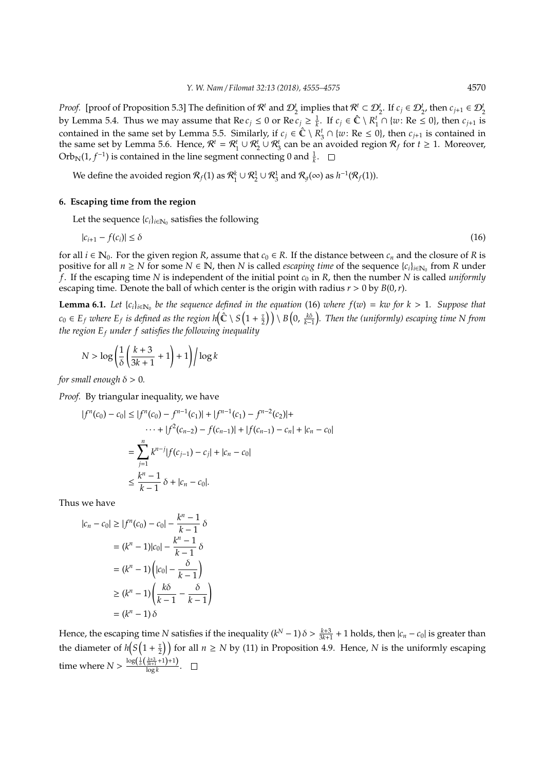*Proof.* [proof of Proposition 5.3] The definition of $\mathcal{R}^t$ and $\mathcal{D}_2^t$ implies that $\mathcal{R}^t \subset \mathcal{D}_2^t$. If $c_j \in \mathcal{D}_2^t$, then $c_{j+1} \in \mathcal{D}_2^t$ by Lemma 5.4. Thus we may assume that $\operatorname{Re} c_j \leq 0$ or $\operatorname{Re} c_j \geq \frac{1}{k}$. If $c_j \in \hat{\mathbb{C}} \setminus R_1^t \cap \{w\colon \operatorname{Re} \leq 0\}$, then $c_{j+1}$ is contained in the same set by Lemma 5.5. Similarly, if $c_j \in \hat{\mathbb{C}} \setminus R_3^t \cap \{w\colon \operatorname{Re} \leq 0\}$, then $c_{j+1}$ is contained in the same set by Lemma 5.6. Hence, $\mathcal{R}^t = \mathcal{R}_1^t \cup \mathcal{R}_2^t \cup \mathcal{R}_3^t$ can be an avoided region $\mathcal{R}_f$ for $t \geq 1$. Moreover, $\operatorname{Orb}_{\mathbb{N}}(1, f^{-1})$ is contained in the line segment connecting 0 and $\frac{1}{k}$. □

We define the avoided region $\mathcal{R}_f(1)$ as $\mathcal{R}_1^k \cup \mathcal{R}_2^1 \cup \mathcal{R}_3^1$ and $\mathcal{R}_g(\infty)$ as $h^{-1}(\mathcal{R}_f(1))$.

## 6. Escaping time from the region

Let the sequence $\{c_i\}_{i\in\mathbb{N}_0}$ satisfies the following

$$|c_{i+1} - f(c_i)| \leq \delta \tag{16}$$

for all $i \in \mathbb{N}_0$. For the given region $R$, assume that $c_0 \in R$. If the distance between $c_n$ and the closure of $R$ is positive for all $n \geq N$ for some $N \in \mathbb{N}$, then $N$ is called *escaping time* of the sequence $\{c_i\}_{i\in\mathbb{N}_0}$ from $R$ under $f$. If the escaping time $N$ is independent of the initial point $c_0$ in $R$, then the number $N$ is called *uniformly* escaping time. Denote the ball of which center is the origin with radius $r > 0$ by $B(0, r)$.

**Lemma 6.1.** *Let $\{c_i\}_{i\in\mathbb{N}_0}$ be the sequence defined in the equation (16) where $f(w) = kw$ for $k > 1$. Suppose that $c_0 \in E_f$ where $E_f$ is defined as the region $h\Big(\hat{\mathbb{C}} \setminus S\big(1 + \frac{\tau}{2}\big)\Big) \setminus B\Big(0, \frac{k\delta}{k-1}\Big)$. Then the (uniformly) escaping time $N$ from the region $E_f$ under $f$ satisfies the following inequality*

$$N > \log\left(\frac{1}{\delta}\left(\frac{k+3}{3k+1} + 1\right) + 1\right) \Big/ \log k$$

*for small enough $\delta > 0$.*

*Proof.* By triangular inequality, we have

$$\begin{aligned}
|f^n(c_0) - c_0| &\leq |f^n(c_0) - f^{n-1}(c_1)| + |f^{n-1}(c_1) - f^{n-2}(c_2)| + \\
&\qquad \cdots + |f^2(c_{n-2}) - f(c_{n-1})| + |f(c_{n-1}) - c_n| + |c_n - c_0| \\
&= \sum_{j=1}^{n} k^{n-j} |f(c_{j-1}) - c_j| + |c_n - c_0| \\
&\leq \frac{k^n - 1}{k - 1}\,\delta + |c_n - c_0|.
\end{aligned}$$

Thus we have

$$\begin{aligned}
|c_n - c_0| &\geq |f^n(c_0) - c_0| - \frac{k^n - 1}{k - 1}\,\delta \\
&= (k^n - 1)|c_0| - \frac{k^n - 1}{k - 1}\,\delta \\
&= (k^n - 1)\left(|c_0| - \frac{\delta}{k - 1}\right) \\
&\geq (k^n - 1)\left(\frac{k\delta}{k - 1} - \frac{\delta}{k - 1}\right) \\
&= (k^n - 1)\,\delta
\end{aligned}$$

Hence, the escaping time $N$ satisfies if the inequality $(k^N - 1)\,\delta > \frac{k+3}{3k+1} + 1$ holds, then $|c_n - c_0|$ is greater than the diameter of $h\Big(S\big(1 + \frac{\tau}{2}\big)\Big)$ for all $n \geq N$ by (11) in Proposition 4.9. Hence, $N$ is the uniformly escaping time where $N > \frac{\log\left(\frac{1}{\delta}\left(\frac{k+3}{3k+1}+1\right)+1\right)}{\log k}$. □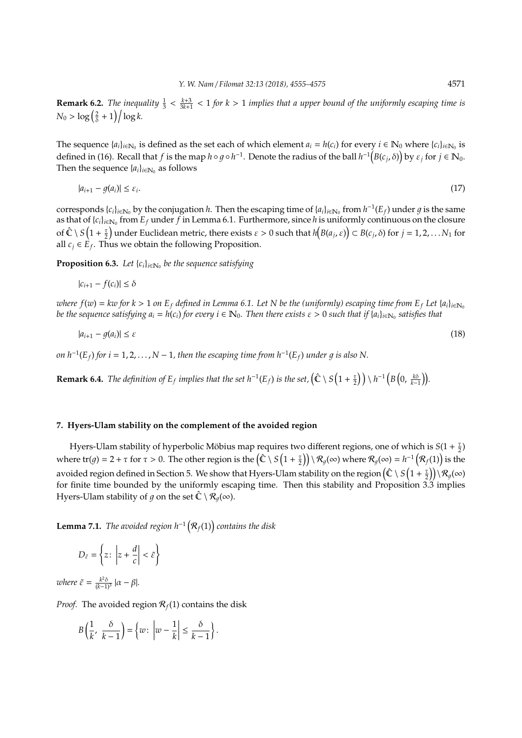**Remark 6.2.** *The inequality $\frac{1}{3} < \frac{k+3}{3k+1} < 1$ for $k > 1$ implies that a upper bound of the uniformly escaping time is $N_0 > \log\left(\frac{2}{\delta} + 1\right) \Big/ \log k$.*

The sequence $\{a_i\}_{i\in\mathbb{N}_0}$ is defined as the set each of which element $a_i = h(c_i)$ for every $i \in \mathbb{N}_0$ where $\{c_i\}_{i\in\mathbb{N}_0}$ is defined in (16). Recall that $f$ is the map $h \circ g \circ h^{-1}$. Denote the radius of the ball $h^{-1}\Big(B(c_j, \delta)\Big)$ by $\varepsilon_j$ for $j \in \mathbb{N}_0$. Then the sequence $\{a_i\}_{i\in\mathbb{N}_0}$ as follows

$$|a_{i+1} - g(a_i)| \leq \varepsilon_i. \tag{17}$$

corresponds $\{c_i\}_{i\in\mathbb{N}_0}$ by the conjugation $h$. Then the escaping time of $\{a_i\}_{i\in\mathbb{N}_0}$ from $h^{-1}(E_f)$ under $g$ is the same as that of $\{c_i\}_{i\in\mathbb{N}_0}$ from $E_f$ under $f$ in Lemma 6.1. Furthermore, since $h$ is uniformly continuous on the closure of $\hat{\mathbb{C}} \setminus S\left(1 + \frac{\tau}{2}\right)$ under Euclidean metric, there exists $\varepsilon > 0$ such that $h\Big(B(a_j, \varepsilon)\Big) \subset B(c_j, \delta)$ for $j = 1, 2, \ldots N_1$ for all $c_j \in E_f$. Thus we obtain the following Proposition.

**Proposition 6.3.** *Let $\{c_i\}_{i\in\mathbb{N}_0}$ be the sequence satisfying*

$$|c_{i+1} - f(c_i)| \leq \delta$$

*where $f(w) = kw$ for $k > 1$ on $E_f$ defined in Lemma 6.1. Let $N$ be the (uniformly) escaping time from $E_f$ Let $\{a_i\}_{i\in\mathbb{N}_0}$ be the sequence satisfying $a_i = h(c_i)$ for every $i \in \mathbb{N}_0$. Then there exists $\varepsilon > 0$ such that if $\{a_i\}_{i\in\mathbb{N}_0}$ satisfies that*

$$|a_{i+1} - g(a_i)| \leq \varepsilon \tag{18}$$

*on $h^{-1}(E_f)$ for $i = 1, 2, \ldots, N-1$, then the escaping time from $h^{-1}(E_f)$ under $g$ is also $N$.*

**Remark 6.4.** *The definition of $E_f$ implies that the set $h^{-1}(E_f)$ is the set, $\left(\hat{\mathbb{C}} \setminus S\left(1 + \frac{\tau}{2}\right)\right) \setminus h^{-1}\left(B\left(0, \frac{k\delta}{k-1}\right)\right)$.*

## 7. Hyers-Ulam stability on the complement of the avoided region

Hyers-Ulam stability of hyperbolic Möbius map requires two different regions, one of which is $S(1 + \frac{\tau}{2})$ where $\mathrm{tr}(g) = 2 + \tau$ for $\tau > 0$. The other region is the $\left(\hat{\mathbb{C}} \setminus S\left(1 + \frac{\tau}{2}\right)\right) \setminus \mathcal{R}_g(\infty)$ where $\mathcal{R}_g(\infty) = h^{-1}\left(\mathcal{R}_f(1)\right)$ is the avoided region defined in Section 5. We show that Hyers-Ulam stability on the region $\left(\hat{\mathbb{C}} \setminus S\left(1 + \frac{\tau}{2}\right)\right) \setminus \mathcal{R}_g(\infty)$ for finite time bounded by the uniformly escaping time. Then this stability and Proposition 3.3 implies Hyers-Ulam stability of $g$ on the set $\hat{\mathbb{C}} \setminus \mathcal{R}_g(\infty)$.

**Lemma 7.1.** *The avoided region $h^{-1}\left(\mathcal{R}_f(1)\right)$ contains the disk*

$$D_{\tilde{\varepsilon}} = \left\{ z \colon \left| z + \frac{d}{c} \right| < \tilde{\varepsilon} \right\}$$

*where $\tilde{\varepsilon} = \frac{k^2\delta}{(k-1)^3}\, |\alpha - \beta|$.*

*Proof.* The avoided region $\mathcal{R}_f(1)$ contains the disk

$$B\left(\frac{1}{k}, \frac{\delta}{k-1}\right) = \left\{ w \colon \left| w - \frac{1}{k} \right| \leq \frac{\delta}{k-1} \right\}.$$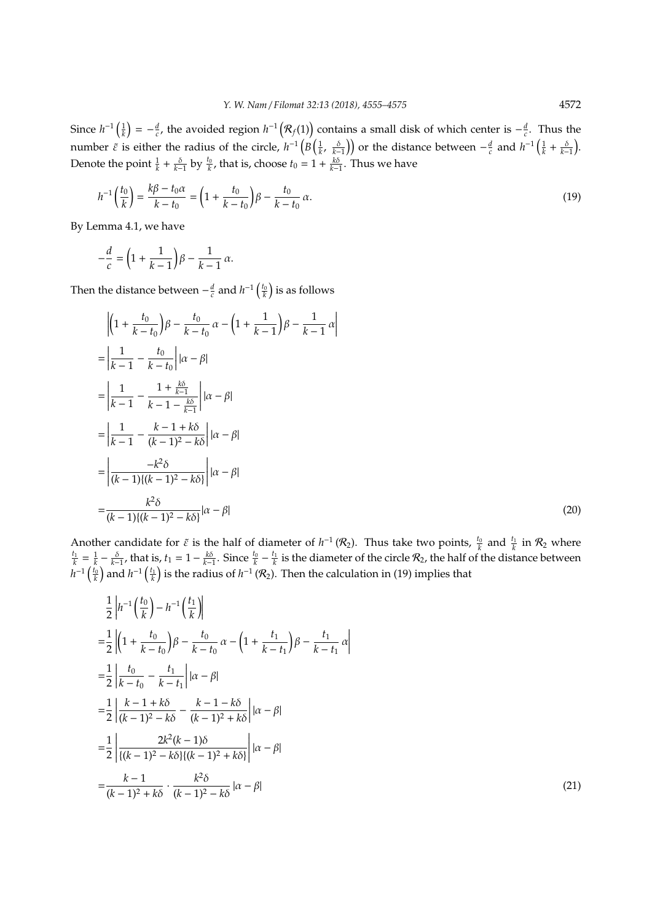Since $h^{-1}\left(\frac{1}{k}\right) = -\frac{d}{c}$, the avoided region $h^{-1}\left(\mathcal{R}_f(1)\right)$ contains a small disk of which center is $-\frac{d}{c}$. Thus the number $\tilde{\varepsilon}$ is either the radius of the circle, $h^{-1}\left(B\left(\frac{1}{k}, \frac{\delta}{k-1}\right)\right)$ or the distance between $-\frac{d}{c}$ and $h^{-1}\left(\frac{1}{k} + \frac{\delta}{k-1}\right)$. Denote the point $\frac{1}{k} + \frac{\delta}{k-1}$ by $\frac{t_0}{k}$, that is, choose $t_0 = 1 + \frac{k\delta}{k-1}$. Thus we have

$$h^{-1}\left(\frac{t_0}{k}\right) = \frac{k\beta - t_0\alpha}{k - t_0} = \left(1 + \frac{t_0}{k-t_0}\right)\beta - \frac{t_0}{k-t_0}\,\alpha. \tag{19}$$

By Lemma 4.1, we have

$$-\frac{d}{c} = \left(1 + \frac{1}{k-1}\right)\beta - \frac{1}{k-1}\,\alpha.$$

Then the distance between $-\frac{d}{c}$ and $h^{-1}\left(\frac{t_0}{k}\right)$ is as follows

$$\begin{aligned}
&\left|\left(1 + \frac{t_0}{k-t_0}\right)\beta - \frac{t_0}{k-t_0}\,\alpha - \left(1 + \frac{1}{k-1}\right)\beta - \frac{1}{k-1}\,\alpha\right| \\
=&\left|\frac{1}{k-1} - \frac{t_0}{k-t_0}\right| |\alpha - \beta| \\
=&\left|\frac{1}{k-1} - \frac{1 + \frac{k\delta}{k-1}}{k - 1 - \frac{k\delta}{k-1}}\right| |\alpha - \beta| \\
=&\left|\frac{1}{k-1} - \frac{k - 1 + k\delta}{(k-1)^2 - k\delta}\right| |\alpha - \beta| \\
=&\left|\frac{-k^2\delta}{(k-1)\{(k-1)^2 - k\delta\}}\right| |\alpha - \beta| \\
=&\frac{k^2\delta}{(k-1)\{(k-1)^2 - k\delta\}} |\alpha - \beta|
\end{aligned} \tag{20}$$

Another candidate for $\tilde{\varepsilon}$ is the half of diameter of $h^{-1}(\mathcal{R}_2)$. Thus take two points, $\frac{t_0}{k}$ and $\frac{t_1}{k}$ in $\mathcal{R}_2$ where $\frac{t_1}{k} = \frac{1}{k} - \frac{\delta}{k-1}$, that is, $t_1 = 1 - \frac{k\delta}{k-1}$. Since $\frac{t_0}{k} - \frac{t_1}{k}$ is the diameter of the circle $\mathcal{R}_2$, the half of the distance between $h^{-1}\left(\frac{t_0}{k}\right)$ and $h^{-1}\left(\frac{t_1}{k}\right)$ is the radius of $h^{-1}(\mathcal{R}_2)$. Then the calculation in (19) implies that

$$\begin{aligned}
&\frac{1}{2}\left|h^{-1}\left(\frac{t_0}{k}\right) - h^{-1}\left(\frac{t_1}{k}\right)\right| \\
=&\frac{1}{2}\left|\left(1 + \frac{t_0}{k-t_0}\right)\beta - \frac{t_0}{k-t_0}\,\alpha - \left(1 + \frac{t_1}{k-t_1}\right)\beta - \frac{t_1}{k-t_1}\,\alpha\right| \\
=&\frac{1}{2}\left|\frac{t_0}{k-t_0} - \frac{t_1}{k-t_1}\right| |\alpha - \beta| \\
=&\frac{1}{2}\left|\frac{k-1+k\delta}{(k-1)^2 - k\delta} - \frac{k-1-k\delta}{(k-1)^2 + k\delta}\right| |\alpha - \beta| \\
=&\frac{1}{2}\left|\frac{2k^2(k-1)\delta}{\{(k-1)^2 - k\delta\}\{(k-1)^2 + k\delta\}}\right| |\alpha - \beta| \\
=&\frac{k-1}{(k-1)^2 + k\delta} \cdot \frac{k^2\delta}{(k-1)^2 - k\delta}\, |\alpha - \beta|
\end{aligned} \tag{21}$$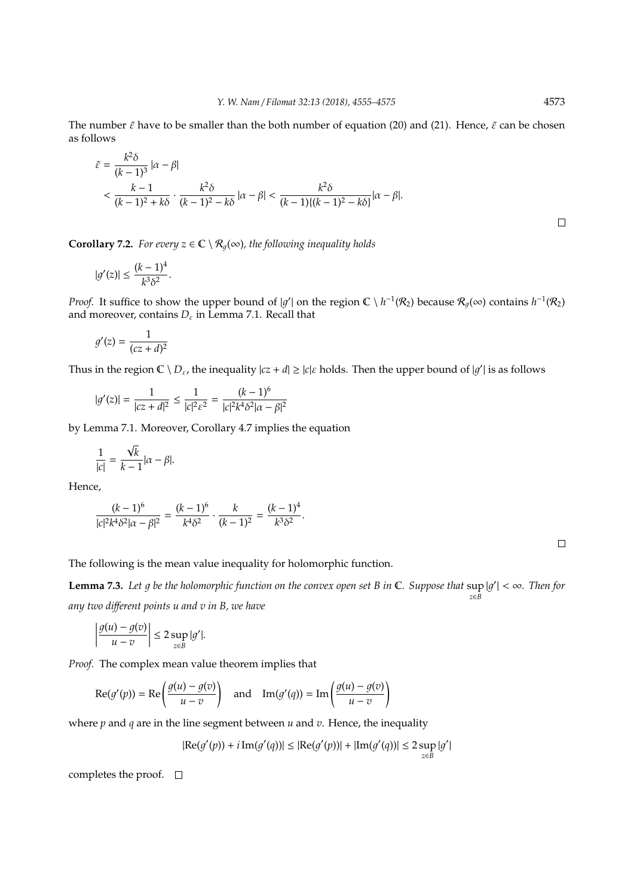The number $\tilde{\varepsilon}$ have to be smaller than the both number of equation (20) and (21). Hence, $\tilde{\varepsilon}$ can be chosen as follows

$$
\begin{aligned}
\tilde{\varepsilon} &= \frac{k^2\delta}{(k-1)^3}\,|\alpha-\beta| \\
&< \frac{k-1}{(k-1)^2+k\delta}\cdot\frac{k^2\delta}{(k-1)^2-k\delta}\,|\alpha-\beta| < \frac{k^2\delta}{(k-1)\{(k-1)^2-k\delta\}}|\alpha-\beta|.
\end{aligned}
$$

□

**Corollary 7.2.** *For every $z \in \mathbb{C} \setminus \mathcal{R}_g(\infty)$, the following inequality holds*

$$
|g'(z)| \leq \frac{(k-1)^4}{k^3\delta^2}.
$$

*Proof.* It suffice to show the upper bound of $|g'|$ on the region $\mathbb{C} \setminus h^{-1}(\mathcal{R}_2)$ because $\mathcal{R}_g(\infty)$ contains $h^{-1}(\mathcal{R}_2)$ and moreover, contains $D_\varepsilon$ in Lemma 7.1. Recall that

$$
g'(z) = \frac{1}{(cz+d)^2}
$$

Thus in the region $\mathbb{C} \setminus D_\varepsilon$, the inequality $|cz+d| \geq |c|\varepsilon$ holds. Then the upper bound of $|g'|$ is as follows

$$
|g'(z)| = \frac{1}{|cz+d|^2} \leq \frac{1}{|c|^2\varepsilon^2} = \frac{(k-1)^6}{|c|^2k^4\delta^2|\alpha-\beta|^2}
$$

by Lemma 7.1. Moreover, Corollary 4.7 implies the equation

$$
\frac{1}{|c|} = \frac{\sqrt{k}}{k-1}|\alpha-\beta|.
$$

Hence,

$$
\frac{(k-1)^6}{|c|^2k^4\delta^2|\alpha-\beta|^2} = \frac{(k-1)^6}{k^4\delta^2}\cdot\frac{k}{(k-1)^2} = \frac{(k-1)^4}{k^3\delta^2}.
$$

□

The following is the mean value inequality for holomorphic function.

**Lemma 7.3.** *Let $g$ be the holomorphic function on the convex open set $B$ in $\mathbb{C}$. Suppose that $\sup_{z\in B}|g'| < \infty$. Then for any two different points $u$ and $v$ in $B$, we have*

$$
\left|\frac{g(u)-g(v)}{u-v}\right| \leq 2\sup_{z\in B}|g'|.
$$

*Proof.* The complex mean value theorem implies that

$$
\mathrm{Re}(g'(p)) = \mathrm{Re}\left(\frac{g(u)-g(v)}{u-v}\right) \quad \text{and} \quad \mathrm{Im}(g'(q)) = \mathrm{Im}\left(\frac{g(u)-g(v)}{u-v}\right)
$$

where $p$ and $q$ are in the line segment between $u$ and $v$. Hence, the inequality

$$
|\mathrm{Re}(g'(p)) + i\,\mathrm{Im}(g'(q))| \leq |\mathrm{Re}(g'(p))| + |\mathrm{Im}(g'(q))| \leq 2\sup_{z\in B}|g'|
$$

completes the proof. □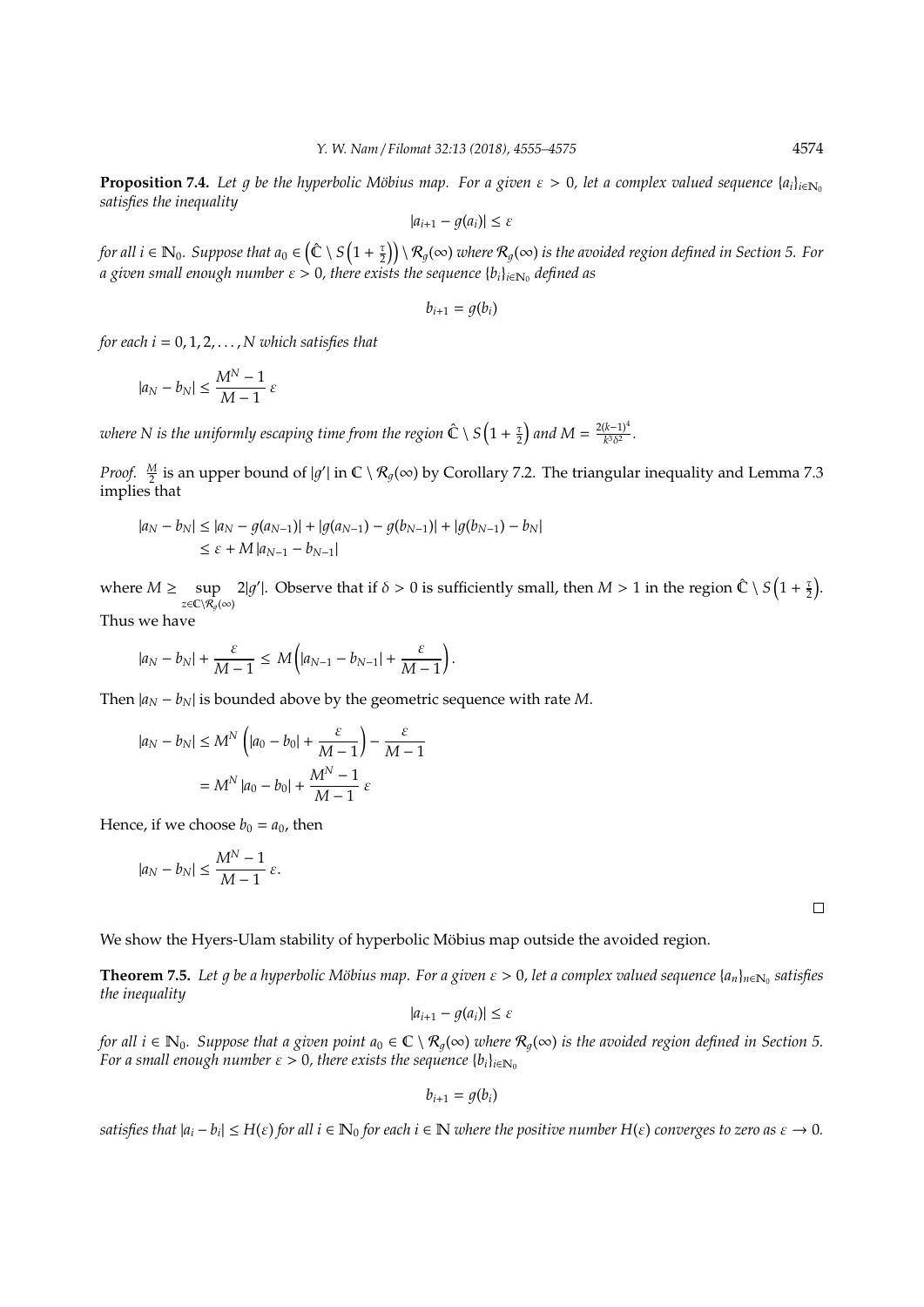**Proposition 7.4.** *Let $g$ be the hyperbolic Möbius map. For a given $\varepsilon > 0$, let a complex valued sequence $\{a_i\}_{i \in \mathbb{N}_0}$ satisfies the inequality*

$$|a_{i+1} - g(a_i)| \leq \varepsilon$$

*for all $i \in \mathbb{N}_0$. Suppose that $a_0 \in \left(\hat{\mathbb{C}} \setminus S\left(1 + \frac{\tau}{2}\right)\right) \setminus \mathcal{R}_g(\infty)$ where $\mathcal{R}_g(\infty)$ is the avoided region defined in Section 5. For a given small enough number $\varepsilon > 0$, there exists the sequence $\{b_i\}_{i \in \mathbb{N}_0}$ defined as*

$$b_{i+1} = g(b_i)$$

*for each $i = 0, 1, 2, \ldots, N$ which satisfies that*

$$|a_N - b_N| \leq \frac{M^N - 1}{M - 1}\,\varepsilon$$

*where $N$ is the uniformly escaping time from the region $\hat{\mathbb{C}} \setminus S\left(1 + \frac{\tau}{2}\right)$ and $M = \frac{2(k-1)^4}{k^3\delta^2}$.*

*Proof.* $\frac{M}{2}$ is an upper bound of $|g'|$ in $\mathbb{C} \setminus \mathcal{R}_g(\infty)$ by Corollary 7.2. The triangular inequality and Lemma 7.3 implies that

$$\begin{aligned}
|a_N - b_N| &\leq |a_N - g(a_{N-1})| + |g(a_{N-1}) - g(b_{N-1})| + |g(b_{N-1}) - b_N| \\
&\leq \varepsilon + M\,|a_{N-1} - b_{N-1}|
\end{aligned}$$

where $M \geq \sup\limits_{z \in \mathbb{C} \setminus \mathcal{R}_g(\infty)} 2|g'|$. Observe that if $\delta > 0$ is sufficiently small, then $M > 1$ in the region $\hat{\mathbb{C}} \setminus S\left(1 + \frac{\tau}{2}\right)$. Thus we have

$$|a_N - b_N| + \frac{\varepsilon}{M - 1} \leq M\left(|a_{N-1} - b_{N-1}| + \frac{\varepsilon}{M - 1}\right).$$

Then $|a_N - b_N|$ is bounded above by the geometric sequence with rate $M$.

$$\begin{aligned}
|a_N - b_N| &\leq M^N\left(|a_0 - b_0| + \frac{\varepsilon}{M - 1}\right) - \frac{\varepsilon}{M - 1} \\
&= M^N\,|a_0 - b_0| + \frac{M^N - 1}{M - 1}\,\varepsilon
\end{aligned}$$

Hence, if we choose $b_0 = a_0$, then

$$|a_N - b_N| \leq \frac{M^N - 1}{M - 1}\,\varepsilon.$$

□

We show the Hyers-Ulam stability of hyperbolic Möbius map outside the avoided region.

**Theorem 7.5.** *Let $g$ be a hyperbolic Möbius map. For a given $\varepsilon > 0$, let a complex valued sequence $\{a_n\}_{n \in \mathbb{N}_0}$ satisfies the inequality*

$$|a_{i+1} - g(a_i)| \leq \varepsilon$$

*for all $i \in \mathbb{N}_0$. Suppose that a given point $a_0 \in \mathbb{C} \setminus \mathcal{R}_g(\infty)$ where $\mathcal{R}_g(\infty)$ is the avoided region defined in Section 5. For a small enough number $\varepsilon > 0$, there exists the sequence $\{b_i\}_{i \in \mathbb{N}_0}$*

$$b_{i+1} = g(b_i)$$

*satisfies that $|a_i - b_i| \leq H(\varepsilon)$ for all $i \in \mathbb{N}_0$ for each $i \in \mathbb{N}$ where the positive number $H(\varepsilon)$ converges to zero as $\varepsilon \to 0$.*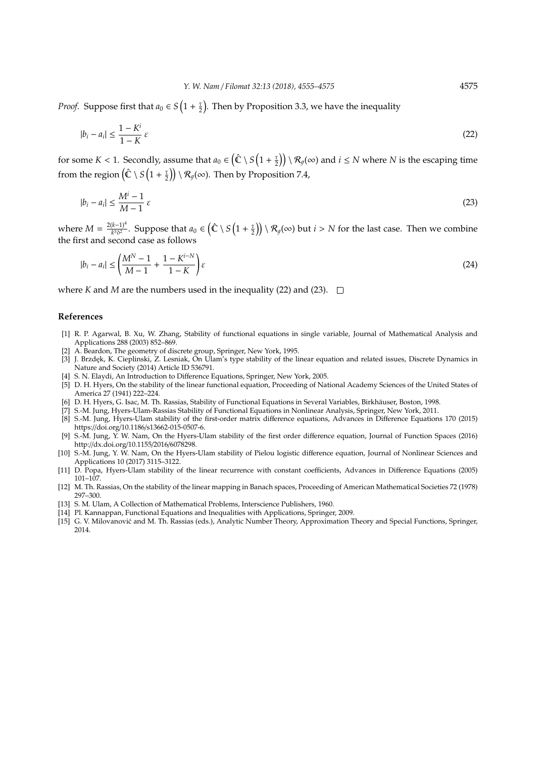*Proof.* Suppose first that $a_0 \in S\left(1 + \frac{\tau}{2}\right)$. Then by Proposition 3.3, we have the inequality

$$|b_i - a_i| \leq \frac{1 - K^i}{1 - K}\,\varepsilon \tag{22}$$

for some $K < 1$. Secondly, assume that $a_0 \in \left(\hat{\mathbb{C}} \setminus S\left(1 + \frac{\tau}{2}\right)\right) \setminus \mathcal{R}_g(\infty)$ and $i \leq N$ where $N$ is the escaping time from the region $\left(\hat{\mathbb{C}} \setminus S\left(1 + \frac{\tau}{2}\right)\right) \setminus \mathcal{R}_g(\infty)$. Then by Proposition 7.4,

$$|b_i - a_i| \leq \frac{M^i - 1}{M - 1}\,\varepsilon \tag{23}$$

where $M = \frac{2(k-1)^4}{k^3\delta^2}$. Suppose that $a_0 \in \left(\hat{\mathbb{C}} \setminus S\left(1 + \frac{\tau}{2}\right)\right) \setminus \mathcal{R}_g(\infty)$ but $i > N$ for the last case. Then we combine the first and second case as follows

$$|b_i - a_i| \leq \left(\frac{M^N - 1}{M - 1} + \frac{1 - K^{i-N}}{1 - K}\right)\varepsilon \tag{24}$$

where $K$ and $M$ are the numbers used in the inequality (22) and (23). $\square$

## References

[1] R. P. Agarwal, B. Xu, W. Zhang, Stability of functional equations in single variable, Journal of Mathematical Analysis and Applications 288 (2003) 852–869.

[2] A. Beardon, The geometry of discrete group, Springer, New York, 1995.

[3] J. Brzdęk, K. Cieplinski, Z. Lesniak, On Ulam's type stability of the linear equation and related issues, Discrete Dynamics in Nature and Society (2014) Article ID 536791.

[4] S. N. Elaydi, An Introduction to Difference Equations, Springer, New York, 2005.

[5] D. H. Hyers, On the stability of the linear functional equation, Proceeding of National Academy Sciences of the United States of America 27 (1941) 222–224.

[6] D. H. Hyers, G. Isac, M. Th. Rassias, Stability of Functional Equations in Several Variables, Birkhäuser, Boston, 1998.

[7] S.-M. Jung, Hyers-Ulam-Rassias Stability of Functional Equations in Nonlinear Analysis, Springer, New York, 2011.

[8] S.-M. Jung, Hyers-Ulam stability of the first-order matrix difference equations, Advances in Difference Equations 170 (2015) https://doi.org/10.1186/s13662-015-0507-6.

[9] S.-M. Jung, Y. W. Nam, On the Hyers-Ulam stability of the first order difference equation, Journal of Function Spaces (2016) http://dx.doi.org/10.1155/2016/6078298.

[10] S.-M. Jung, Y. W. Nam, On the Hyers-Ulam stability of Pielou logistic difference equation, Journal of Nonlinear Sciences and Applications 10 (2017) 3115–3122.

[11] D. Popa, Hyers-Ulam stability of the linear recurrence with constant coefficients, Advances in Difference Equations (2005) 101–107.

[12] M. Th. Rassias, On the stability of the linear mapping in Banach spaces, Proceeding of American Mathematical Societies 72 (1978) 297–300.

[13] S. M. Ulam, A Collection of Mathematical Problems, Interscience Publishers, 1960.

[14] Pl. Kannappan, Functional Equations and Inequalities with Applications, Springer, 2009.

[15] G. V. Milovanović and M. Th. Rassias (eds.), Analytic Number Theory, Approximation Theory and Special Functions, Springer, 2014.